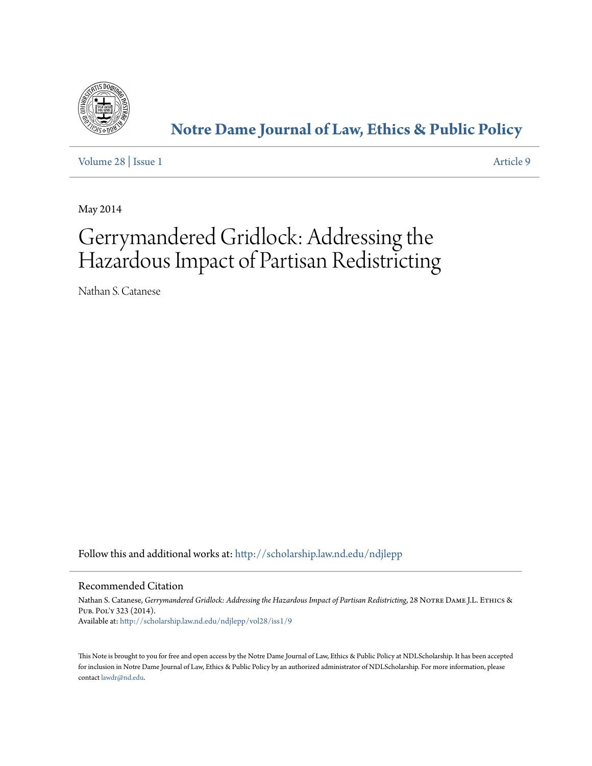# Notre Dame Journal of Law, Ethics & Public Policy

Volume 28 | Issue 1 Article 9

May 2014

# Gerrymandered Gridlock: Addressing the Hazardous Impact of Partisan Redistricting

Nathan S. Catanese

Follow this and additional works at: http://scholarship.law.nd.edu/ndjlepp

## Recommended Citation

Nathan S. Catanese, *Gerrymandered Gridlock: Addressing the Hazardous Impact of Partisan Redistricting*, 28 Notre Dame J.L. Ethics & Pub. Pol'y 323 (2014).
Available at: http://scholarship.law.nd.edu/ndjlepp/vol28/iss1/9

This Note is brought to you for free and open access by the Notre Dame Journal of Law, Ethics & Public Policy at NDLScholarship. It has been accepted for inclusion in Notre Dame Journal of Law, Ethics & Public Policy by an authorized administrator of NDLScholarship. For more information, please contact lawdr@nd.edu.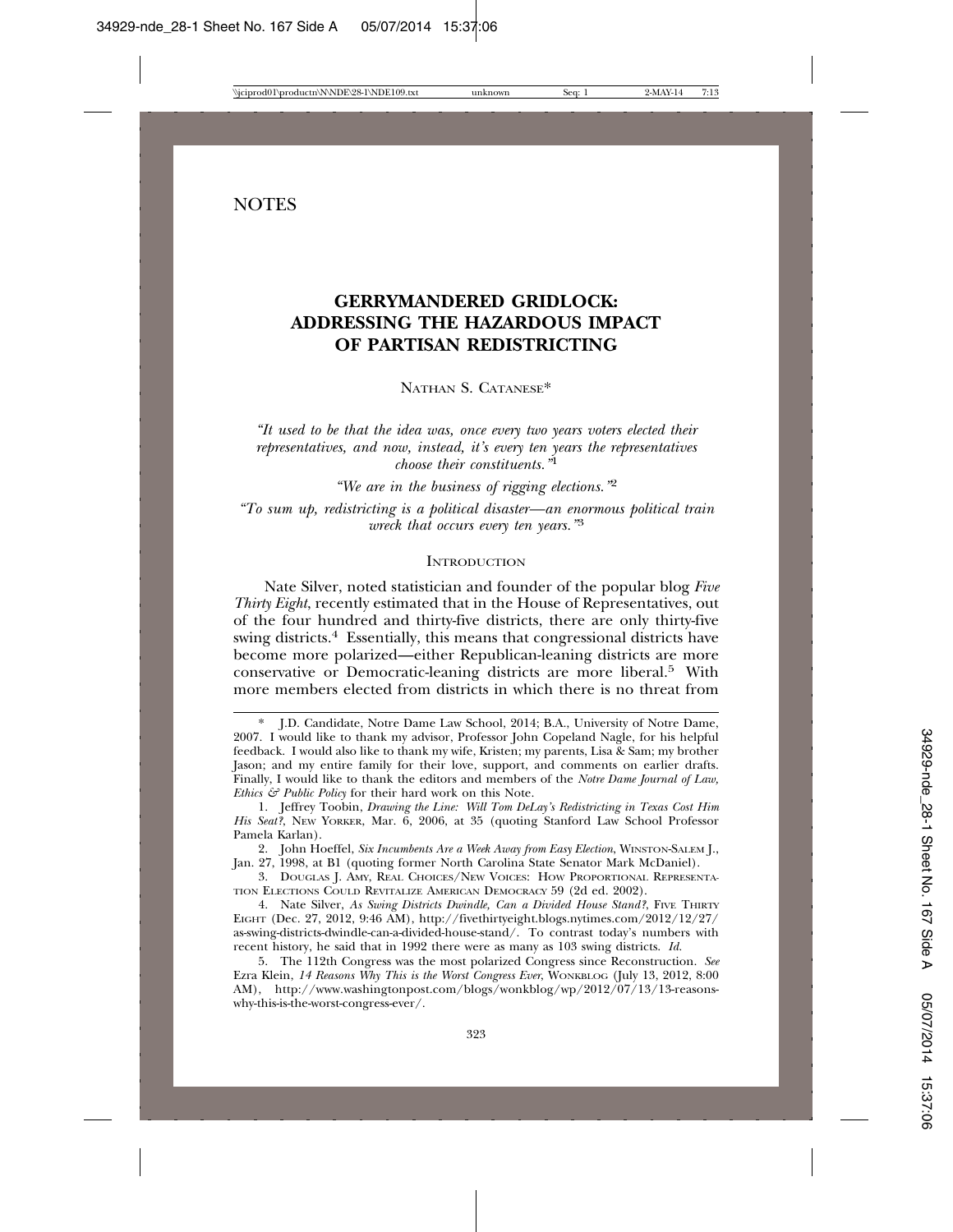NOTES

# GERRYMANDERED GRIDLOCK: ADDRESSING THE HAZARDOUS IMPACT OF PARTISAN REDISTRICTING

NATHAN S. CATANESE*

*"It used to be that the idea was, once every two years voters elected their representatives, and now, instead, it's every ten years the representatives choose their constituents."*[1]

*"We are in the business of rigging elections."*[2]

*"To sum up, redistricting is a political disaster—an enormous political train wreck that occurs every ten years."*[3]

## INTRODUCTION

Nate Silver, noted statistician and founder of the popular blog *Five Thirty Eight*, recently estimated that in the House of Representatives, out of the four hundred and thirty-five districts, there are only thirty-five swing districts.[4] Essentially, this means that congressional districts have become more polarized—either Republican-leaning districts are more conservative or Democratic-leaning districts are more liberal.[5] With more members elected from districts in which there is no threat from

---

\* J.D. Candidate, Notre Dame Law School, 2014; B.A., University of Notre Dame, 2007. I would like to thank my advisor, Professor John Copeland Nagle, for his helpful feedback. I would also like to thank my wife, Kristen; my parents, Lisa & Sam; my brother Jason; and my entire family for their love, support, and comments on earlier drafts. Finally, I would like to thank the editors and members of the *Notre Dame Journal of Law, Ethics & Public Policy* for their hard work on this Note.

1. Jeffrey Toobin, *Drawing the Line: Will Tom DeLay's Redistricting in Texas Cost Him His Seat?*, NEW YORKER, Mar. 6, 2006, at 35 (quoting Stanford Law School Professor Pamela Karlan).

2. John Hoeffel, *Six Incumbents Are a Week Away from Easy Election*, WINSTON-SALEM J., Jan. 27, 1998, at B1 (quoting former North Carolina State Senator Mark McDaniel).

3. DOUGLAS J. AMY, REAL CHOICES/NEW VOICES: HOW PROPORTIONAL REPRESENTATION ELECTIONS COULD REVITALIZE AMERICAN DEMOCRACY 59 (2d ed. 2002).

4. Nate Silver, *As Swing Districts Dwindle, Can a Divided House Stand?*, FIVE THIRTY EIGHT (Dec. 27, 2012, 9:46 AM), http://fivethirtyeight.blogs.nytimes.com/2012/12/27/as-swing-districts-dwindle-can-a-divided-house-stand/. To contrast today's numbers with recent history, he said that in 1992 there were as many as 103 swing districts. *Id.*

5. The 112th Congress was the most polarized Congress since Reconstruction. *See* Ezra Klein, *14 Reasons Why This is the Worst Congress Ever*, WONKBLOG (July 13, 2012, 8:00 AM), http://www.washingtonpost.com/blogs/wonkblog/wp/2012/07/13/13-reasons-why-this-is-the-worst-congress-ever/.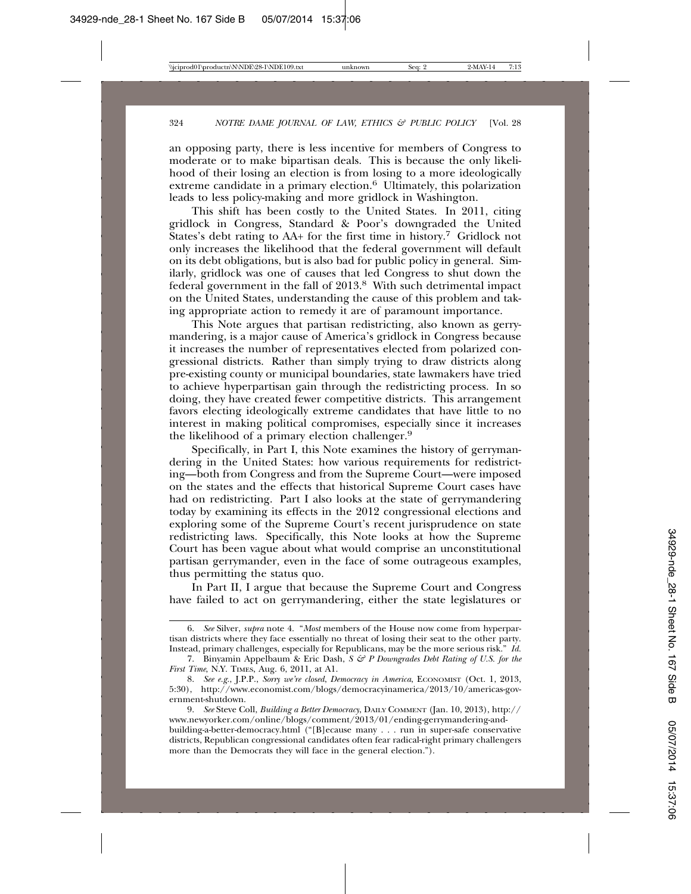an opposing party, there is less incentive for members of Congress to moderate or to make bipartisan deals. This is because the only likelihood of their losing an election is from losing to a more ideologically extreme candidate in a primary election.[6] Ultimately, this polarization leads to less policy-making and more gridlock in Washington.

This shift has been costly to the United States. In 2011, citing gridlock in Congress, Standard & Poor's downgraded the United States's debt rating to AA+ for the first time in history.[7] Gridlock not only increases the likelihood that the federal government will default on its debt obligations, but is also bad for public policy in general. Similarly, gridlock was one of causes that led Congress to shut down the federal government in the fall of 2013.[8] With such detrimental impact on the United States, understanding the cause of this problem and taking appropriate action to remedy it are of paramount importance.

This Note argues that partisan redistricting, also known as gerrymandering, is a major cause of America's gridlock in Congress because it increases the number of representatives elected from polarized congressional districts. Rather than simply trying to draw districts along pre-existing county or municipal boundaries, state lawmakers have tried to achieve hyperpartisan gain through the redistricting process. In so doing, they have created fewer competitive districts. This arrangement favors electing ideologically extreme candidates that have little to no interest in making political compromises, especially since it increases the likelihood of a primary election challenger.[9]

Specifically, in Part I, this Note examines the history of gerrymandering in the United States: how various requirements for redistricting—both from Congress and from the Supreme Court—were imposed on the states and the effects that historical Supreme Court cases have had on redistricting. Part I also looks at the state of gerrymandering today by examining its effects in the 2012 congressional elections and exploring some of the Supreme Court's recent jurisprudence on state redistricting laws. Specifically, this Note looks at how the Supreme Court has been vague about what would comprise an unconstitutional partisan gerrymander, even in the face of some outrageous examples, thus permitting the status quo.

In Part II, I argue that because the Supreme Court and Congress have failed to act on gerrymandering, either the state legislatures or

---

6. *See* Silver, *supra* note 4. "*Most* members of the House now come from hyperpartisan districts where they face essentially no threat of losing their seat to the other party. Instead, primary challenges, especially for Republicans, may be the more serious risk." *Id.*

7. Binyamin Appelbaum & Eric Dash, *S & P Downgrades Debt Rating of U.S. for the First Time*, N.Y. TIMES, Aug. 6, 2011, at A1.

8. *See e.g.*, J.P.P., *Sorry we're closed*, *Democracy in America*, ECONOMIST (Oct. 1, 2013, 5:30), http://www.economist.com/blogs/democracyinamerica/2013/10/americas-government-shutdown.

9. *See* Steve Coll, *Building a Better Democracy*, DAILY COMMENT (Jan. 10, 2013), http://www.newyorker.com/online/blogs/comment/2013/01/ending-gerrymandering-and-building-a-better-democracy.html ("[B]ecause many . . . run in super-safe conservative districts, Republican congressional candidates often fear radical-right primary challengers more than the Democrats they will face in the general election.").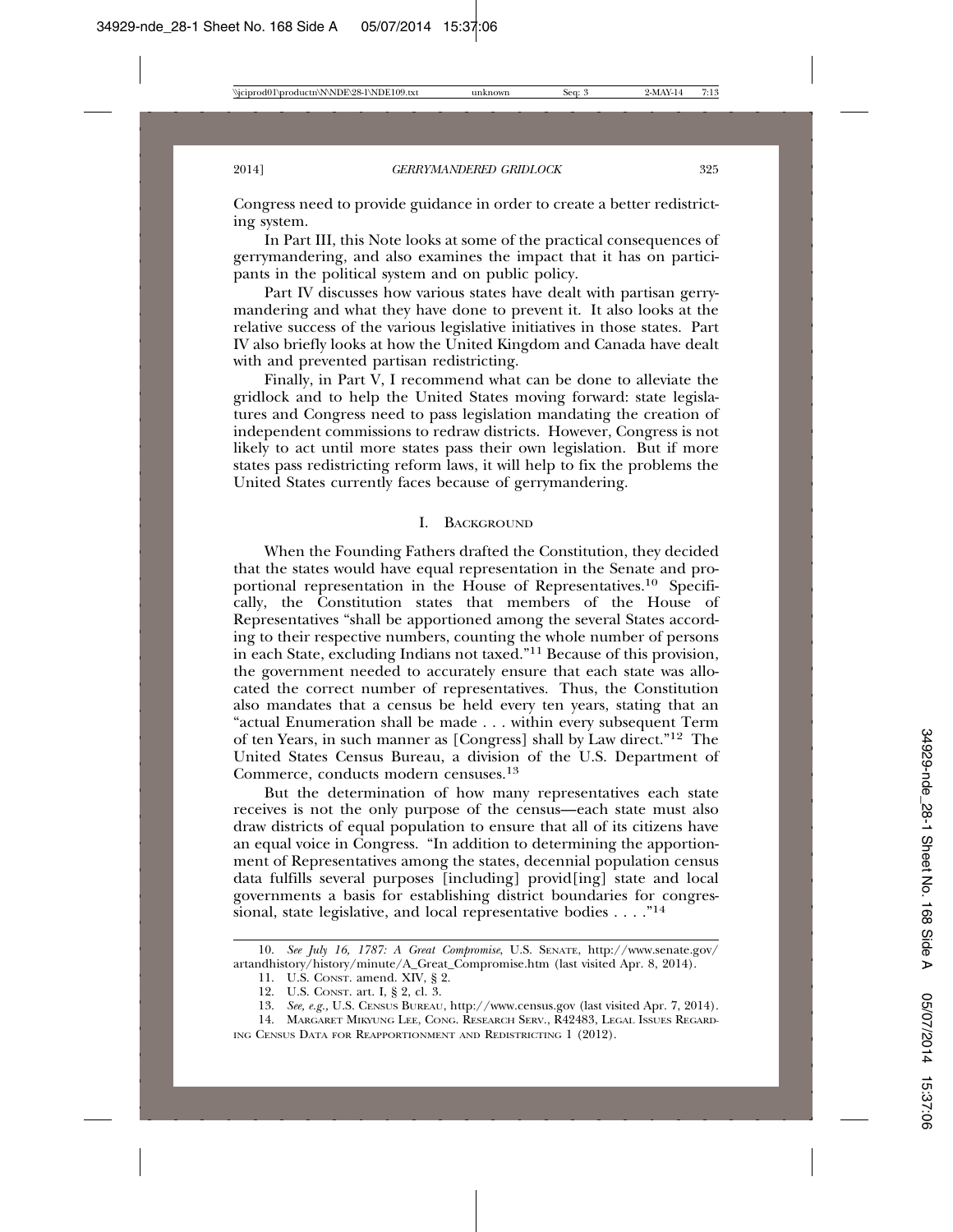Congress need to provide guidance in order to create a better redistricting system.

In Part III, this Note looks at some of the practical consequences of gerrymandering, and also examines the impact that it has on participants in the political system and on public policy.

Part IV discusses how various states have dealt with partisan gerrymandering and what they have done to prevent it. It also looks at the relative success of the various legislative initiatives in those states. Part IV also briefly looks at how the United Kingdom and Canada have dealt with and prevented partisan redistricting.

Finally, in Part V, I recommend what can be done to alleviate the gridlock and to help the United States moving forward: state legislatures and Congress need to pass legislation mandating the creation of independent commissions to redraw districts. However, Congress is not likely to act until more states pass their own legislation. But if more states pass redistricting reform laws, it will help to fix the problems the United States currently faces because of gerrymandering.

## I. Background

When the Founding Fathers drafted the Constitution, they decided that the states would have equal representation in the Senate and proportional representation in the House of Representatives.[10] Specifically, the Constitution states that members of the House of Representatives "shall be apportioned among the several States according to their respective numbers, counting the whole number of persons in each State, excluding Indians not taxed."[11] Because of this provision, the government needed to accurately ensure that each state was allocated the correct number of representatives. Thus, the Constitution also mandates that a census be held every ten years, stating that an "actual Enumeration shall be made . . . within every subsequent Term of ten Years, in such manner as [Congress] shall by Law direct."[12] The United States Census Bureau, a division of the U.S. Department of Commerce, conducts modern censuses.[13]

But the determination of how many representatives each state receives is not the only purpose of the census—each state must also draw districts of equal population to ensure that all of its citizens have an equal voice in Congress. "In addition to determining the apportionment of Representatives among the states, decennial population census data fulfills several purposes [including] provid[ing] state and local governments a basis for establishing district boundaries for congressional, state legislative, and local representative bodies . . . ."[14]

---

10. *See July 16, 1787: A Great Compromise*, U.S. Senate, http://www.senate.gov/artandhistory/history/minute/A_Great_Compromise.htm (last visited Apr. 8, 2014).

11. U.S. Const. amend. XIV, § 2.

12. U.S. Const. art. I, § 2, cl. 3.

13. *See, e.g.*, U.S. Census Bureau, http://www.census.gov (last visited Apr. 7, 2014).

14. Margaret Mikyung Lee, Cong. Research Serv., R42483, Legal Issues Regarding Census Data for Reapportionment and Redistricting 1 (2012).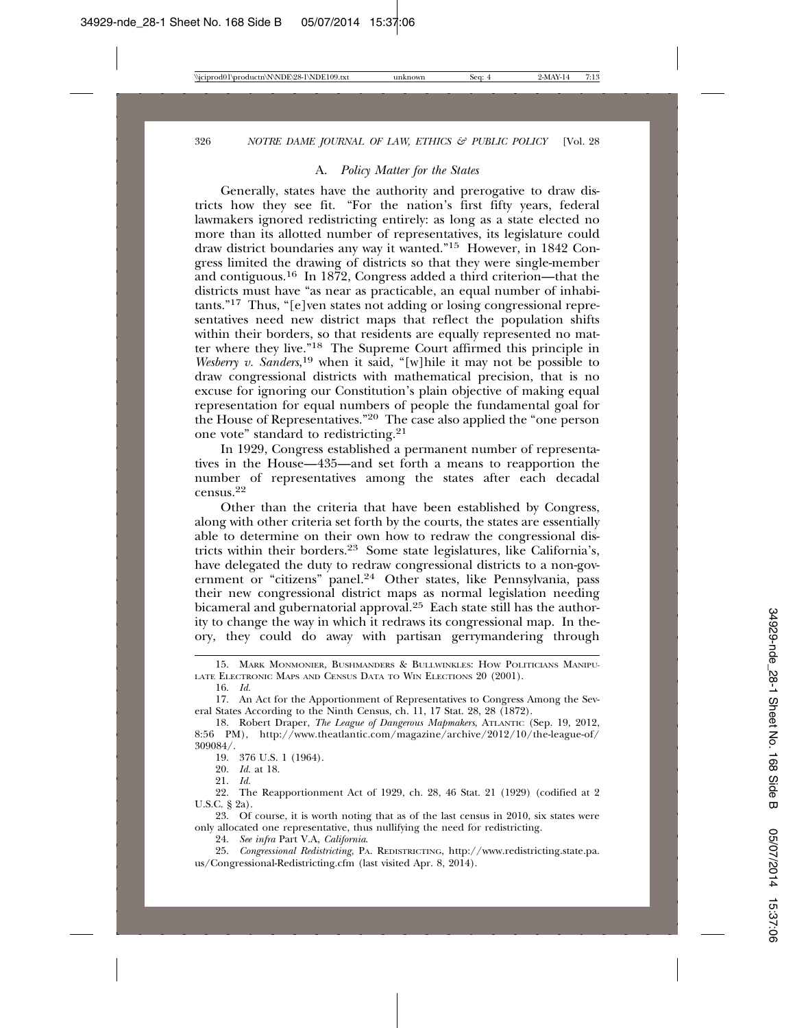### A. *Policy Matter for the States*

Generally, states have the authority and prerogative to draw districts how they see fit. "For the nation's first fifty years, federal lawmakers ignored redistricting entirely: as long as a state elected no more than its allotted number of representatives, its legislature could draw district boundaries any way it wanted."[15] However, in 1842 Congress limited the drawing of districts so that they were single-member and contiguous.[16] In 1872, Congress added a third criterion—that the districts must have "as near as practicable, an equal number of inhabitants."[17] Thus, "[e]ven states not adding or losing congressional representatives need new district maps that reflect the population shifts within their borders, so that residents are equally represented no matter where they live."[18] The Supreme Court affirmed this principle in *Wesberry v. Sanders*,[19] when it said, "[w]hile it may not be possible to draw congressional districts with mathematical precision, that is no excuse for ignoring our Constitution's plain objective of making equal representation for equal numbers of people the fundamental goal for the House of Representatives."[20] The case also applied the "one person one vote" standard to redistricting.[21]

In 1929, Congress established a permanent number of representatives in the House—435—and set forth a means to reapportion the number of representatives among the states after each decadal census.[22]

Other than the criteria that have been established by Congress, along with other criteria set forth by the courts, the states are essentially able to determine on their own how to redraw the congressional districts within their borders.[23] Some state legislatures, like California's, have delegated the duty to redraw congressional districts to a non-government or "citizens" panel.[24] Other states, like Pennsylvania, pass their new congressional district maps as normal legislation needing bicameral and gubernatorial approval.[25] Each state still has the authority to change the way in which it redraws its congressional map. In theory, they could do away with partisan gerrymandering through

---

15. Mark Monmonier, Bushmanders & Bullwinkles: How Politicians Manipulate Electronic Maps and Census Data to Win Elections 20 (2001).

16. *Id.*

17. An Act for the Apportionment of Representatives to Congress Among the Several States According to the Ninth Census, ch. 11, 17 Stat. 28, 28 (1872).

18. Robert Draper, *The League of Dangerous Mapmakers*, Atlantic (Sep. 19, 2012, 8:56 PM), http://www.theatlantic.com/magazine/archive/2012/10/the-league-of/309084/.

19. 376 U.S. 1 (1964).

20. *Id.* at 18.

21. *Id.*

22. The Reapportionment Act of 1929, ch. 28, 46 Stat. 21 (1929) (codified at 2 U.S.C. § 2a).

23. Of course, it is worth noting that as of the last census in 2010, six states were only allocated one representative, thus nullifying the need for redistricting.

24. *See infra* Part V.A, *California*.

25. *Congressional Redistricting*, Pa. Redistricting, http://www.redistricting.state.pa.us/Congressional-Redistricting.cfm (last visited Apr. 8, 2014).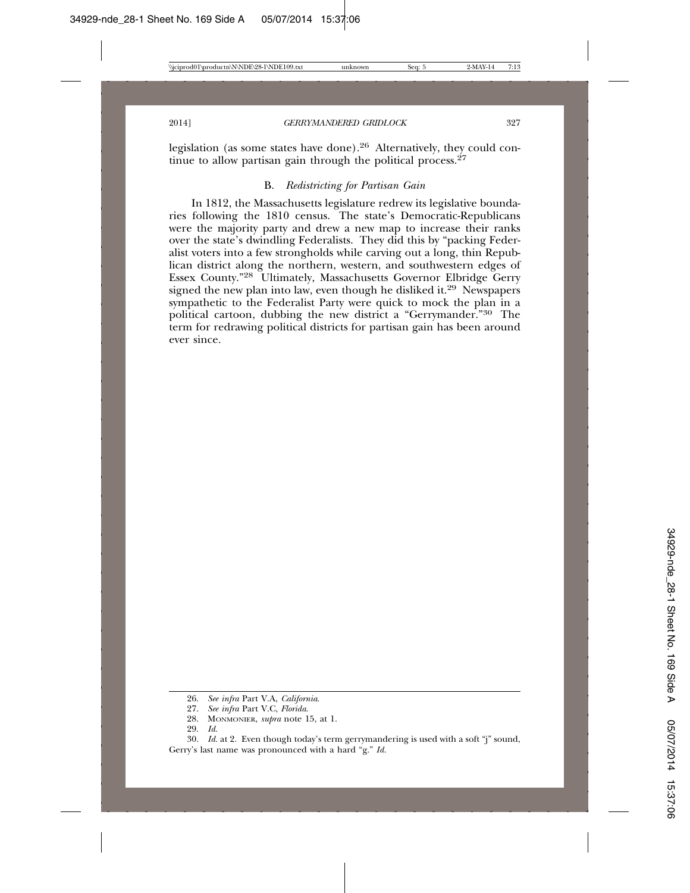legislation (as some states have done).[26] Alternatively, they could continue to allow partisan gain through the political process.[27]

### B. *Redistricting for Partisan Gain*

In 1812, the Massachusetts legislature redrew its legislative boundaries following the 1810 census. The state's Democratic-Republicans were the majority party and drew a new map to increase their ranks over the state's dwindling Federalists. They did this by "packing Federalist voters into a few strongholds while carving out a long, thin Republican district along the northern, western, and southwestern edges of Essex County."[28] Ultimately, Massachusetts Governor Elbridge Gerry signed the new plan into law, even though he disliked it.[29] Newspapers sympathetic to the Federalist Party were quick to mock the plan in a political cartoon, dubbing the new district a "Gerrymander."[30] The term for redrawing political districts for partisan gain has been around ever since.

---

26. *See infra* Part V.A, *California*.

27. *See infra* Part V.C, *Florida*.

28. MONMONIER, *supra* note 15, at 1.

29. *Id.*

30. *Id.* at 2. Even though today's term gerrymandering is used with a soft "j" sound, Gerry's last name was pronounced with a hard "g." *Id.*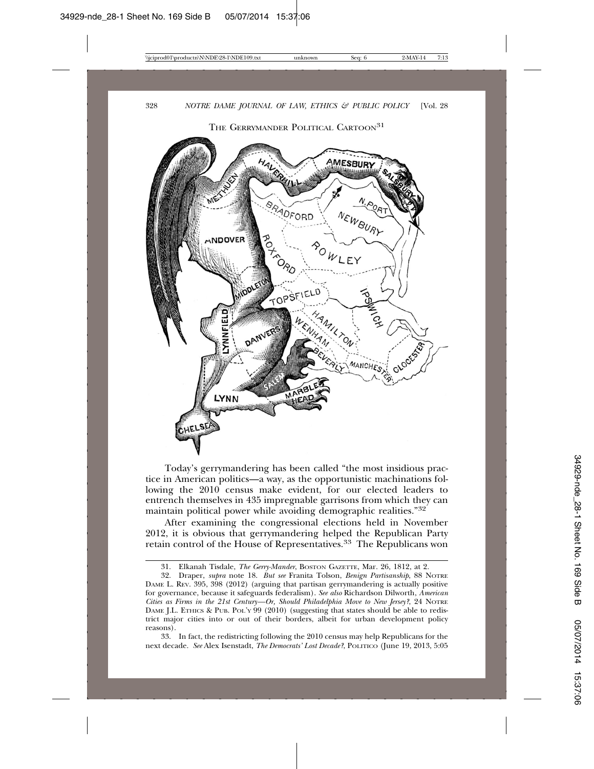THE GERRYMANDER POLITICAL CARTOON[31]

Today's gerrymandering has been called "the most insidious practice in American politics—a way, as the opportunistic machinations following the 2010 census make evident, for our elected leaders to entrench themselves in 435 impregnable garrisons from which they can maintain political power while avoiding demographic realities."[32]

After examining the congressional elections held in November 2012, it is obvious that gerrymandering helped the Republican Party retain control of the House of Representatives.[33] The Republicans won

---

31. Elkanah Tisdale, *The Gerry-Mander*, BOSTON GAZETTE, Mar. 26, 1812, at 2.

32. Draper, *supra* note 18. *But see* Franita Tolson, *Benign Partisanship*, 88 NOTRE DAME L. REV. 395, 398 (2012) (arguing that partisan gerrymandering is actually positive for governance, because it safeguards federalism). *See also* Richardson Dilworth, *American Cities as Firms in the 21st Century—Or, Should Philadelphia Move to New Jersey?*, 24 NOTRE DAME J.L. ETHICS & PUB. POL'Y 99 (2010) (suggesting that states should be able to redistrict major cities into or out of their borders, albeit for urban development policy reasons).

33. In fact, the redistricting following the 2010 census may help Republicans for the next decade. *See* Alex Isenstadt, *The Democrats' Lost Decade?*, POLITICO (June 19, 2013, 5:05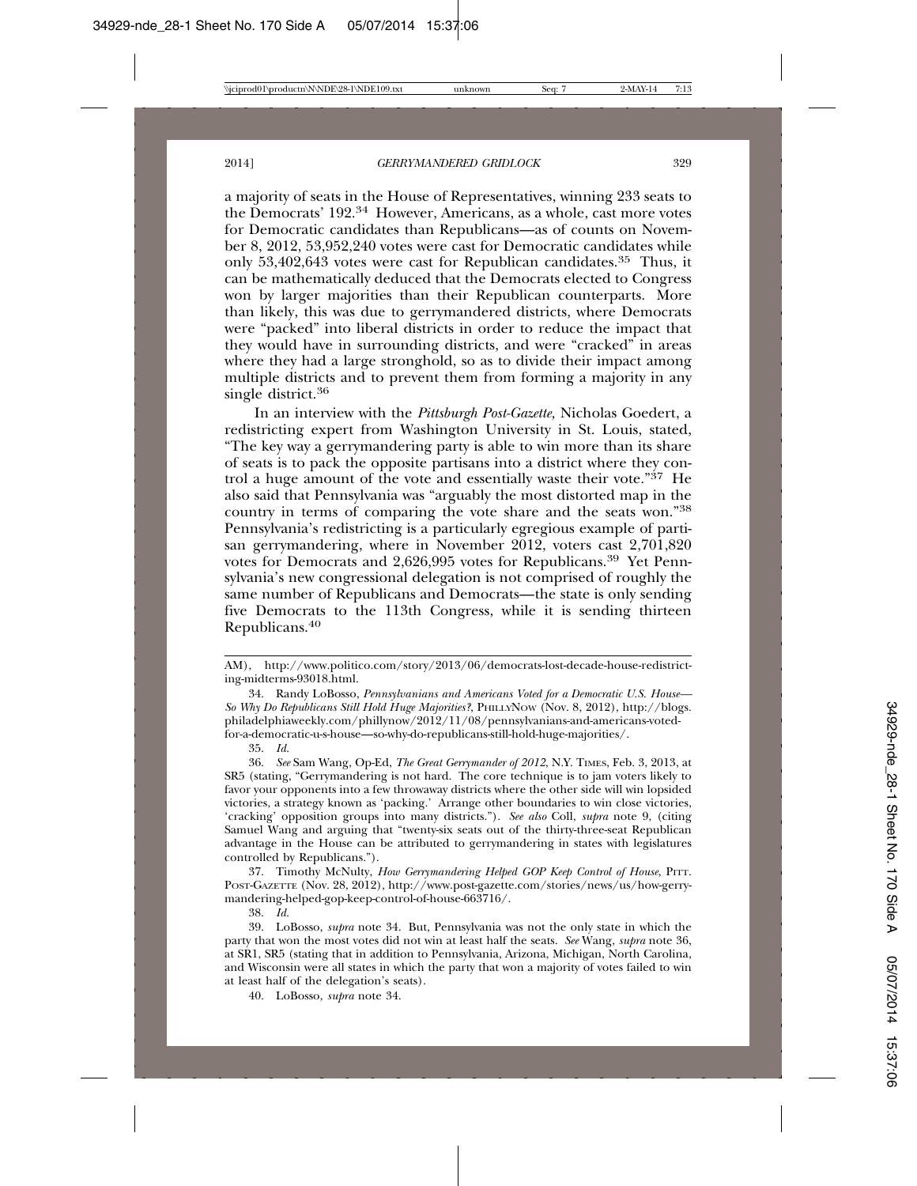a majority of seats in the House of Representatives, winning 233 seats to the Democrats' 192.[34] However, Americans, as a whole, cast more votes for Democratic candidates than Republicans—as of counts on November 8, 2012, 53,952,240 votes were cast for Democratic candidates while only 53,402,643 votes were cast for Republican candidates.[35] Thus, it can be mathematically deduced that the Democrats elected to Congress won by larger majorities than their Republican counterparts. More than likely, this was due to gerrymandered districts, where Democrats were "packed" into liberal districts in order to reduce the impact that they would have in surrounding districts, and were "cracked" in areas where they had a large stronghold, so as to divide their impact among multiple districts and to prevent them from forming a majority in any single district.[36]

In an interview with the *Pittsburgh Post-Gazette,* Nicholas Goedert, a redistricting expert from Washington University in St. Louis, stated, "The key way a gerrymandering party is able to win more than its share of seats is to pack the opposite partisans into a district where they control a huge amount of the vote and essentially waste their vote."[37] He also said that Pennsylvania was "arguably the most distorted map in the country in terms of comparing the vote share and the seats won."[38] Pennsylvania's redistricting is a particularly egregious example of partisan gerrymandering, where in November 2012, voters cast 2,701,820 votes for Democrats and 2,626,995 votes for Republicans.[39] Yet Pennsylvania's new congressional delegation is not comprised of roughly the same number of Republicans and Democrats—the state is only sending five Democrats to the 113th Congress, while it is sending thirteen Republicans.[40]

---

AM), http://www.politico.com/story/2013/06/democrats-lost-decade-house-redistricting-midterms-93018.html.

34. Randy LoBosso, *Pennsylvanians and Americans Voted for a Democratic U.S. House—So Why Do Republicans Still Hold Huge Majorities?*, PHILLYNOW (Nov. 8, 2012), http://blogs.philadelphiaweekly.com/phillynow/2012/11/08/pennsylvanians-and-americans-voted-for-a-democratic-u-s-house—so-why-do-republicans-still-hold-huge-majorities/.

35. *Id.*

36. *See* Sam Wang, Op-Ed, *The Great Gerrymander of 2012*, N.Y. TIMES, Feb. 3, 2013, at SR5 (stating, "Gerrymandering is not hard. The core technique is to jam voters likely to favor your opponents into a few throwaway districts where the other side will win lopsided victories, a strategy known as 'packing.' Arrange other boundaries to win close victories, 'cracking' opposition groups into many districts."). *See also* Coll, *supra* note 9, (citing Samuel Wang and arguing that "twenty-six seats out of the thirty-three-seat Republican advantage in the House can be attributed to gerrymandering in states with legislatures controlled by Republicans.").

37. Timothy McNulty, *How Gerrymandering Helped GOP Keep Control of House*, PITT. POST-GAZETTE (Nov. 28, 2012), http://www.post-gazette.com/stories/news/us/how-gerrymandering-helped-gop-keep-control-of-house-663716/.

38. *Id.*

39. LoBosso, *supra* note 34. But, Pennsylvania was not the only state in which the party that won the most votes did not win at least half the seats. *See* Wang, *supra* note 36, at SR1, SR5 (stating that in addition to Pennsylvania, Arizona, Michigan, North Carolina, and Wisconsin were all states in which the party that won a majority of votes failed to win at least half of the delegation's seats).

40. LoBosso, *supra* note 34.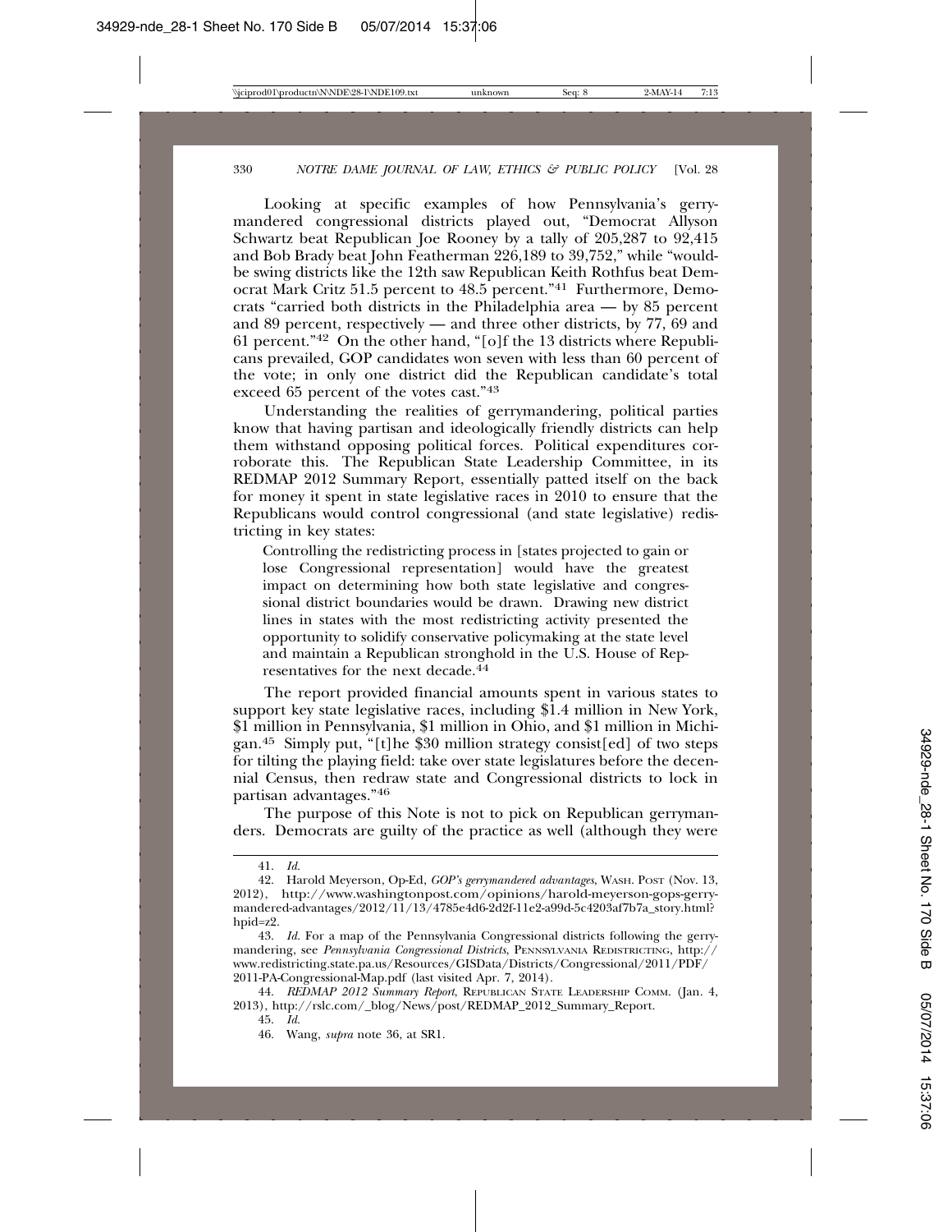Looking at specific examples of how Pennsylvania's gerrymandered congressional districts played out, "Democrat Allyson Schwartz beat Republican Joe Rooney by a tally of 205,287 to 92,415 and Bob Brady beat John Featherman 226,189 to 39,752," while "would-be swing districts like the 12th saw Republican Keith Rothfus beat Democrat Mark Critz 51.5 percent to 48.5 percent."[41] Furthermore, Democrats "carried both districts in the Philadelphia area — by 85 percent and 89 percent, respectively — and three other districts, by 77, 69 and 61 percent."[42] On the other hand, "[o]f the 13 districts where Republicans prevailed, GOP candidates won seven with less than 60 percent of the vote; in only one district did the Republican candidate's total exceed 65 percent of the votes cast."[43]

Understanding the realities of gerrymandering, political parties know that having partisan and ideologically friendly districts can help them withstand opposing political forces. Political expenditures corroborate this. The Republican State Leadership Committee, in its REDMAP 2012 Summary Report, essentially patted itself on the back for money it spent in state legislative races in 2010 to ensure that the Republicans would control congressional (and state legislative) redistricting in key states:

> Controlling the redistricting process in [states projected to gain or lose Congressional representation] would have the greatest impact on determining how both state legislative and congressional district boundaries would be drawn. Drawing new district lines in states with the most redistricting activity presented the opportunity to solidify conservative policymaking at the state level and maintain a Republican stronghold in the U.S. House of Representatives for the next decade.[44]

The report provided financial amounts spent in various states to support key state legislative races, including $1.4 million in New York, $1 million in Pennsylvania, $1 million in Ohio, and $1 million in Michigan.[45] Simply put, "[t]he $30 million strategy consist[ed] of two steps for tilting the playing field: take over state legislatures before the decennial Census, then redraw state and Congressional districts to lock in partisan advantages."[46]

The purpose of this Note is not to pick on Republican gerrymanders. Democrats are guilty of the practice as well (although they were

---

41. *Id.*

42. Harold Meyerson, Op-Ed, *GOP's gerrymandered advantages*, WASH. POST (Nov. 13, 2012), http://www.washingtonpost.com/opinions/harold-meyerson-gops-gerrymandered-advantages/2012/11/13/4785e4d6-2d2f-11e2-a99d-5c4203af7b7a_story.html?hpid=z2.

43. *Id.* For a map of the Pennsylvania Congressional districts following the gerrymandering, see *Pennsylvania Congressional Districts*, PENNSYLVANIA REDISTRICTING, http://www.redistricting.state.pa.us/Resources/GISData/Districts/Congressional/2011/PDF/2011-PA-Congressional-Map.pdf (last visited Apr. 7, 2014).

44. *REDMAP 2012 Summary Report*, REPUBLICAN STATE LEADERSHIP COMM. (Jan. 4, 2013), http://rslc.com/_blog/News/post/REDMAP_2012_Summary_Report.

45. *Id.*

46. Wang, *supra* note 36, at SR1.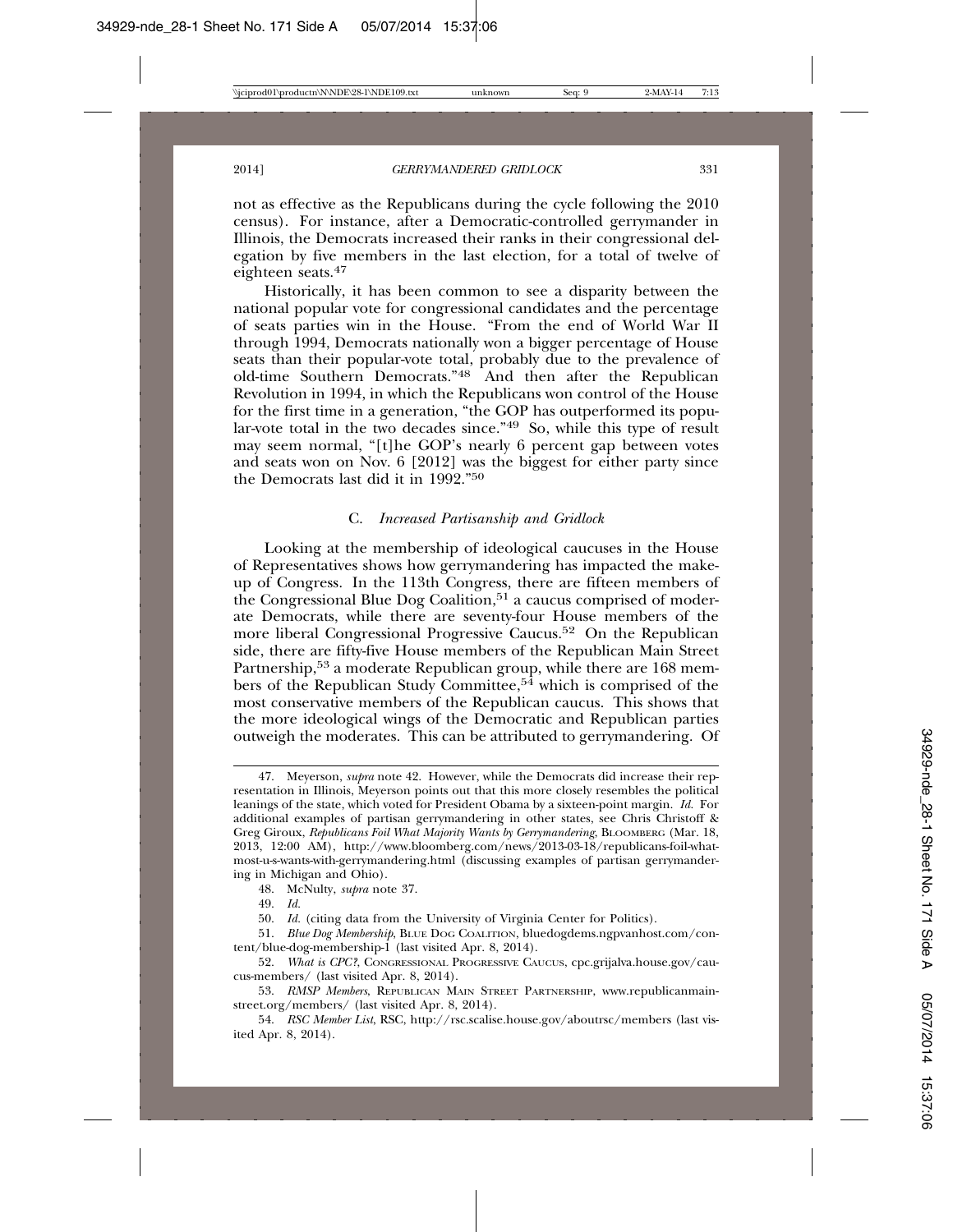not as effective as the Republicans during the cycle following the 2010 census). For instance, after a Democratic-controlled gerrymander in Illinois, the Democrats increased their ranks in their congressional delegation by five members in the last election, for a total of twelve of eighteen seats.[47]

Historically, it has been common to see a disparity between the national popular vote for congressional candidates and the percentage of seats parties win in the House. "From the end of World War II through 1994, Democrats nationally won a bigger percentage of House seats than their popular-vote total, probably due to the prevalence of old-time Southern Democrats."[48] And then after the Republican Revolution in 1994, in which the Republicans won control of the House for the first time in a generation, "the GOP has outperformed its popular-vote total in the two decades since."[49] So, while this type of result may seem normal, "[t]he GOP's nearly 6 percent gap between votes and seats won on Nov. 6 [2012] was the biggest for either party since the Democrats last did it in 1992."[50]

### C. *Increased Partisanship and Gridlock*

Looking at the membership of ideological caucuses in the House of Representatives shows how gerrymandering has impacted the makeup of Congress. In the 113th Congress, there are fifteen members of the Congressional Blue Dog Coalition,[51] a caucus comprised of moderate Democrats, while there are seventy-four House members of the more liberal Congressional Progressive Caucus.[52] On the Republican side, there are fifty-five House members of the Republican Main Street Partnership,[53] a moderate Republican group, while there are 168 members of the Republican Study Committee,[54] which is comprised of the most conservative members of the Republican caucus. This shows that the more ideological wings of the Democratic and Republican parties outweigh the moderates. This can be attributed to gerrymandering. Of

---

47. Meyerson, *supra* note 42. However, while the Democrats did increase their representation in Illinois, Meyerson points out that this more closely resembles the political leanings of the state, which voted for President Obama by a sixteen-point margin. *Id.* For additional examples of partisan gerrymandering in other states, see Chris Christoff & Greg Giroux, *Republicans Foil What Majority Wants by Gerrymandering*, BLOOMBERG (Mar. 18, 2013, 12:00 AM), http://www.bloomberg.com/news/2013-03-18/republicans-foil-what-most-u-s-wants-with-gerrymandering.html (discussing examples of partisan gerrymandering in Michigan and Ohio).

48. McNulty, *supra* note 37.

49. *Id.*

50. *Id.* (citing data from the University of Virginia Center for Politics).

51. *Blue Dog Membership*, BLUE DOG COALITION, bluedogdems.ngpvanhost.com/content/blue-dog-membership-1 (last visited Apr. 8, 2014).

52. *What is CPC?*, CONGRESSIONAL PROGRESSIVE CAUCUS, cpc.grijalva.house.gov/caucus-members/ (last visited Apr. 8, 2014).

53. *RMSP Members*, REPUBLICAN MAIN STREET PARTNERSHIP, www.republicanmainstreet.org/members/ (last visited Apr. 8, 2014).

54. *RSC Member List*, RSC, http://rsc.scalise.house.gov/aboutrsc/members (last visited Apr. 8, 2014).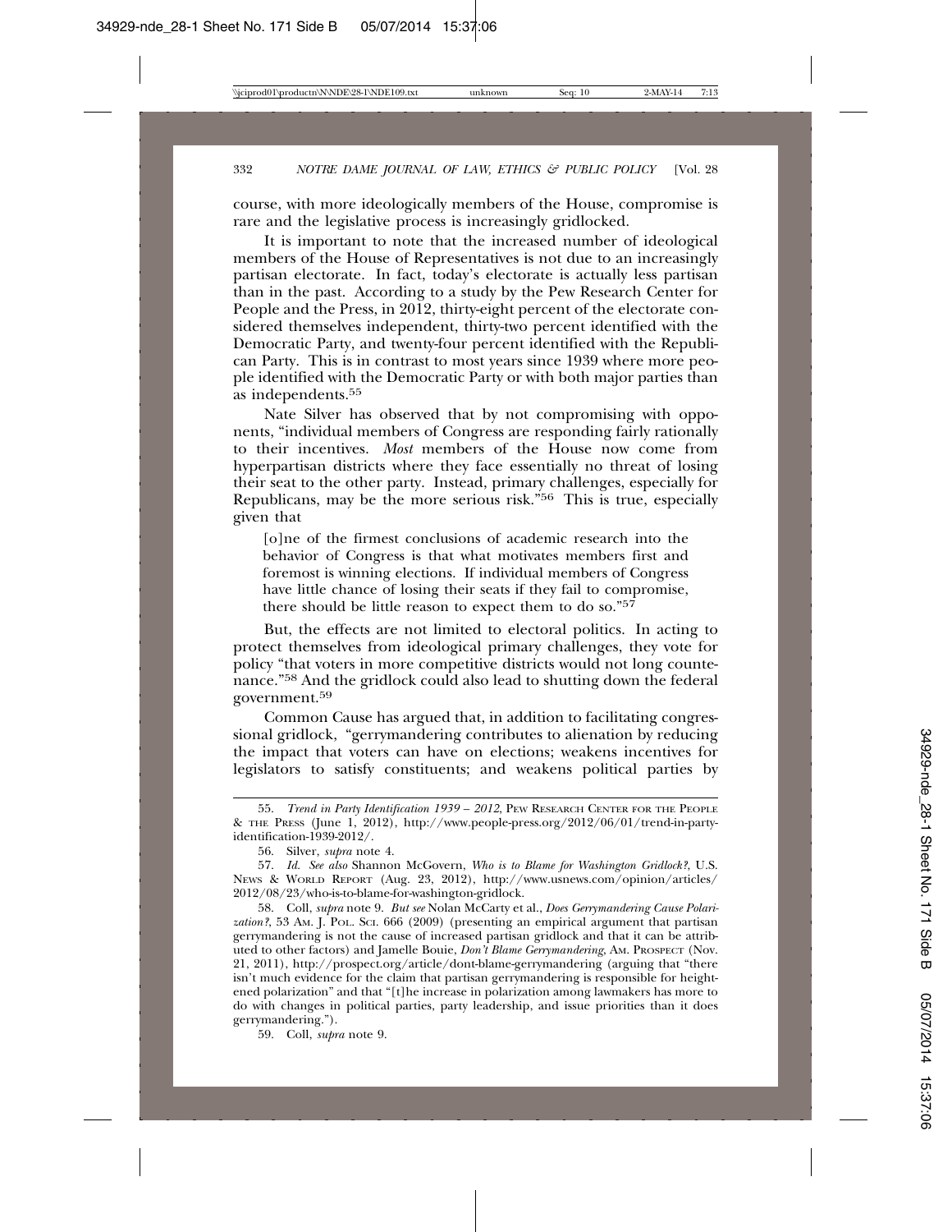course, with more ideologically members of the House, compromise is rare and the legislative process is increasingly gridlocked.

It is important to note that the increased number of ideological members of the House of Representatives is not due to an increasingly partisan electorate. In fact, today's electorate is actually less partisan than in the past. According to a study by the Pew Research Center for People and the Press, in 2012, thirty-eight percent of the electorate considered themselves independent, thirty-two percent identified with the Democratic Party, and twenty-four percent identified with the Republican Party. This is in contrast to most years since 1939 where more people identified with the Democratic Party or with both major parties than as independents.[55]

Nate Silver has observed that by not compromising with opponents, "individual members of Congress are responding fairly rationally to their incentives. *Most* members of the House now come from hyperpartisan districts where they face essentially no threat of losing their seat to the other party. Instead, primary challenges, especially for Republicans, may be the more serious risk."[56] This is true, especially given that

> [o]ne of the firmest conclusions of academic research into the behavior of Congress is that what motivates members first and foremost is winning elections. If individual members of Congress have little chance of losing their seats if they fail to compromise, there should be little reason to expect them to do so."[57]

But, the effects are not limited to electoral politics. In acting to protect themselves from ideological primary challenges, they vote for policy "that voters in more competitive districts would not long countenance."[58] And the gridlock could also lead to shutting down the federal government.[59]

Common Cause has argued that, in addition to facilitating congressional gridlock, "gerrymandering contributes to alienation by reducing the impact that voters can have on elections; weakens incentives for legislators to satisfy constituents; and weakens political parties by

---

55. *Trend in Party Identification 1939 – 2012*, Pew Research Center for the People & the Press (June 1, 2012), http://www.people-press.org/2012/06/01/trend-in-party-identification-1939-2012/.

56. Silver, *supra* note 4.

57. *Id. See also* Shannon McGovern, *Who is to Blame for Washington Gridlock?*, U.S. News & World Report (Aug. 23, 2012), http://www.usnews.com/opinion/articles/2012/08/23/who-is-to-blame-for-washington-gridlock.

58. Coll, *supra* note 9. *But see* Nolan McCarty et al., *Does Gerrymandering Cause Polarization?*, 53 Am. J. Pol. Sci. 666 (2009) (presenting an empirical argument that partisan gerrymandering is not the cause of increased partisan gridlock and that it can be attributed to other factors) and Jamelle Bouie, *Don't Blame Gerrymandering*, Am. Prospect (Nov. 21, 2011), http://prospect.org/article/dont-blame-gerrymandering (arguing that "there isn't much evidence for the claim that partisan gerrymandering is responsible for heightened polarization" and that "[t]he increase in polarization among lawmakers has more to do with changes in political parties, party leadership, and issue priorities than it does gerrymandering.").

59. Coll, *supra* note 9.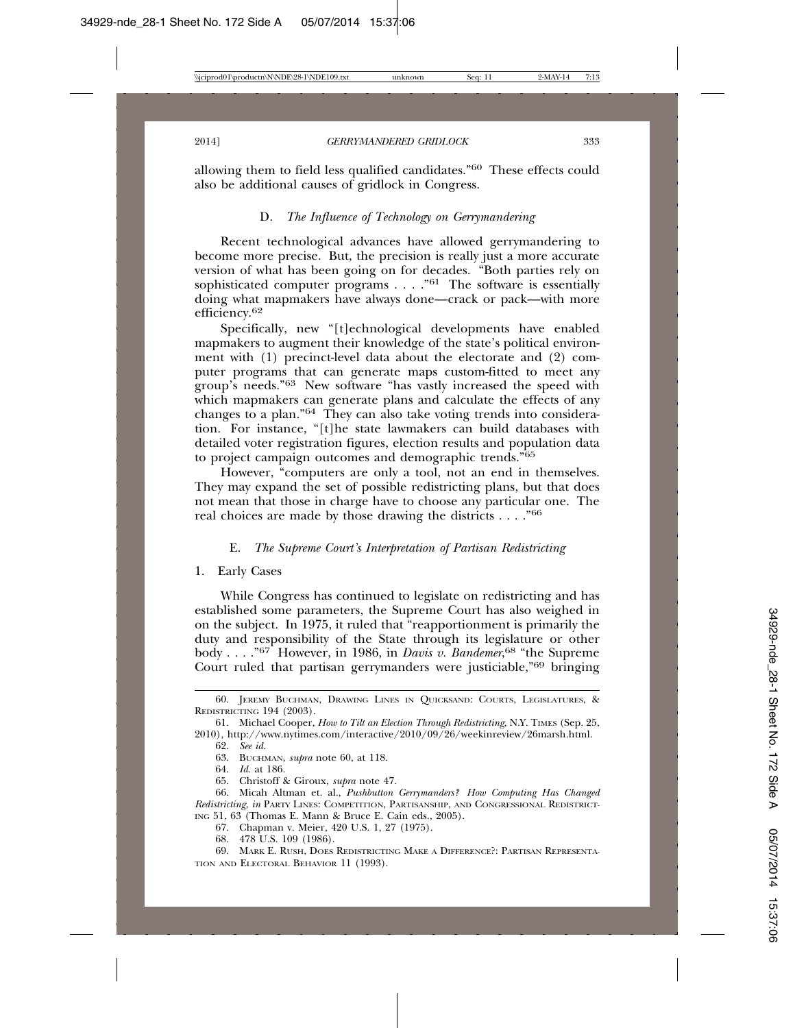allowing them to field less qualified candidates."[60] These effects could also be additional causes of gridlock in Congress.

### D. *The Influence of Technology on Gerrymandering*

Recent technological advances have allowed gerrymandering to become more precise. But, the precision is really just a more accurate version of what has been going on for decades. "Both parties rely on sophisticated computer programs . . . ."[61] The software is essentially doing what mapmakers have always done—crack or pack—with more efficiency.[62]

Specifically, new "[t]echnological developments have enabled mapmakers to augment their knowledge of the state's political environment with (1) precinct-level data about the electorate and (2) computer programs that can generate maps custom-fitted to meet any group's needs."[63] New software "has vastly increased the speed with which mapmakers can generate plans and calculate the effects of any changes to a plan."[64] They can also take voting trends into consideration. For instance, "[t]he state lawmakers can build databases with detailed voter registration figures, election results and population data to project campaign outcomes and demographic trends."[65]

However, "computers are only a tool, not an end in themselves. They may expand the set of possible redistricting plans, but that does not mean that those in charge have to choose any particular one. The real choices are made by those drawing the districts . . . ."[66]

### E. *The Supreme Court's Interpretation of Partisan Redistricting*

#### 1. Early Cases

While Congress has continued to legislate on redistricting and has established some parameters, the Supreme Court has also weighed in on the subject. In 1975, it ruled that "reapportionment is primarily the duty and responsibility of the State through its legislature or other body . . . ."[67] However, in 1986, in *Davis v. Bandemer*,[68] "the Supreme Court ruled that partisan gerrymanders were justiciable,"[69] bringing

---

60. Jeremy Buchman, Drawing Lines in Quicksand: Courts, Legislatures, & Redistricting 194 (2003).

61. Michael Cooper, *How to Tilt an Election Through Redistricting*, N.Y. Times (Sep. 25, 2010), http://www.nytimes.com/interactive/2010/09/26/weekinreview/26marsh.html.

62. *See id.*

63. Buchman, *supra* note 60, at 118.

64. *Id.* at 186.

65. Christoff & Giroux, *supra* note 47.

66. Micah Altman et. al., *Pushbutton Gerrymanders? How Computing Has Changed Redistricting*, *in* Party Lines: Competition, Partisanship, and Congressional Redistricting 51, 63 (Thomas E. Mann & Bruce E. Cain eds., 2005).

67. Chapman v. Meier, 420 U.S. 1, 27 (1975).

68. 478 U.S. 109 (1986).

69. Mark E. Rush, Does Redistricting Make a Difference?: Partisan Representation and Electoral Behavior 11 (1993).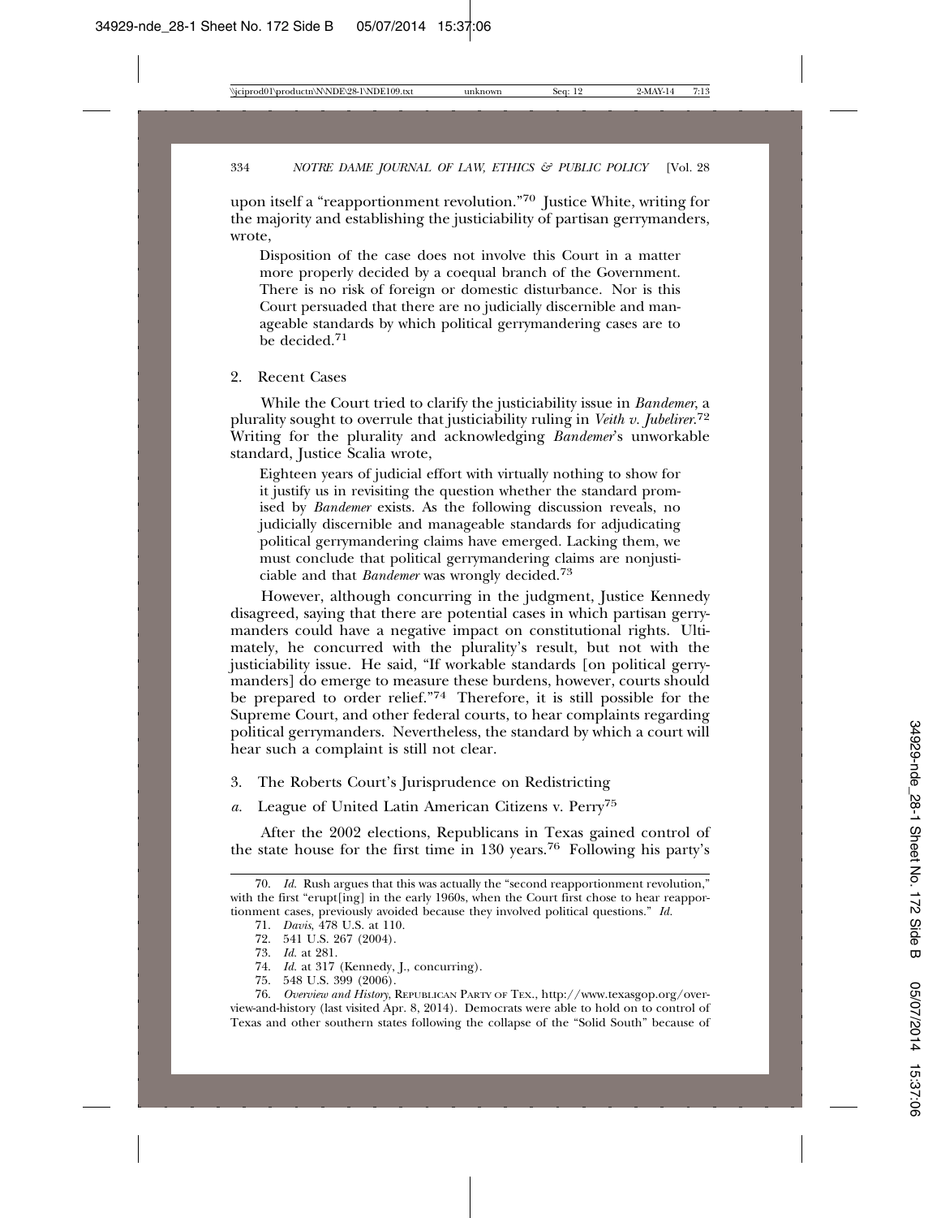upon itself a "reapportionment revolution."[70] Justice White, writing for the majority and establishing the justiciability of partisan gerrymanders, wrote,

> Disposition of the case does not involve this Court in a matter more properly decided by a coequal branch of the Government. There is no risk of foreign or domestic disturbance. Nor is this Court persuaded that there are no judicially discernible and manageable standards by which political gerrymandering cases are to be decided.[71]

### 2. Recent Cases

While the Court tried to clarify the justiciability issue in *Bandemer*, a plurality sought to overrule that justiciability ruling in *Veith v. Jubelirer*.[72] Writing for the plurality and acknowledging *Bandemer*'s unworkable standard, Justice Scalia wrote,

> Eighteen years of judicial effort with virtually nothing to show for it justify us in revisiting the question whether the standard promised by *Bandemer* exists. As the following discussion reveals, no judicially discernible and manageable standards for adjudicating political gerrymandering claims have emerged. Lacking them, we must conclude that political gerrymandering claims are nonjusticiable and that *Bandemer* was wrongly decided.[73]

However, although concurring in the judgment, Justice Kennedy disagreed, saying that there are potential cases in which partisan gerrymanders could have a negative impact on constitutional rights. Ultimately, he concurred with the plurality's result, but not with the justiciability issue. He said, "If workable standards [on political gerrymanders] do emerge to measure these burdens, however, courts should be prepared to order relief."[74] Therefore, it is still possible for the Supreme Court, and other federal courts, to hear complaints regarding political gerrymanders. Nevertheless, the standard by which a court will hear such a complaint is still not clear.

### 3. The Roberts Court's Jurisprudence on Redistricting

#### *a.* League of United Latin American Citizens v. Perry[75]

After the 2002 elections, Republicans in Texas gained control of the state house for the first time in 130 years.[76] Following his party's

---

70. *Id.* Rush argues that this was actually the "second reapportionment revolution," with the first "erupt[ing] in the early 1960s, when the Court first chose to hear reapportionment cases, previously avoided because they involved political questions." *Id.*

71. *Davis*, 478 U.S. at 110.

72. 541 U.S. 267 (2004).

73. *Id.* at 281.

74. *Id.* at 317 (Kennedy, J., concurring).

75. 548 U.S. 399 (2006).

76. *Overview and History*, REPUBLICAN PARTY OF TEX., http://www.texasgop.org/overview-and-history (last visited Apr. 8, 2014). Democrats were able to hold on to control of Texas and other southern states following the collapse of the "Solid South" because of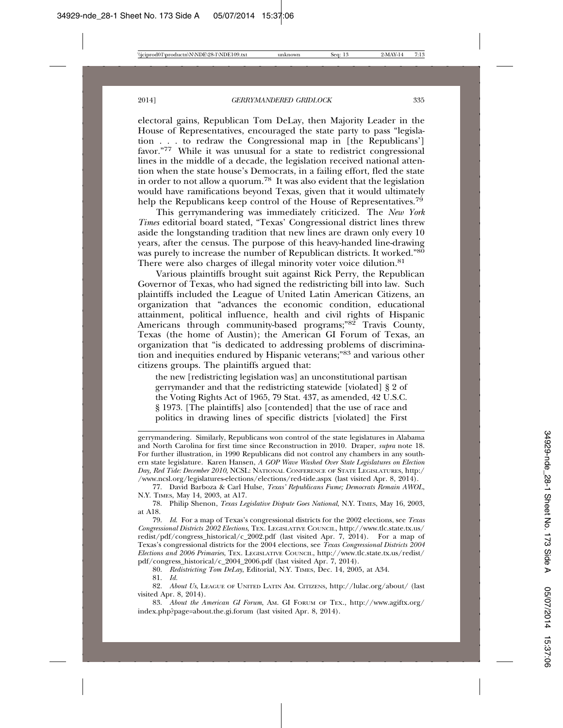electoral gains, Republican Tom DeLay, then Majority Leader in the House of Representatives, encouraged the state party to pass "legislation . . . to redraw the Congressional map in [the Republicans'] favor."[77] While it was unusual for a state to redistrict congressional lines in the middle of a decade, the legislation received national attention when the state house's Democrats, in a failing effort, fled the state in order to not allow a quorum.[78] It was also evident that the legislation would have ramifications beyond Texas, given that it would ultimately help the Republicans keep control of the House of Representatives.[79]

This gerrymandering was immediately criticized. The *New York Times* editorial board stated, "Texas' Congressional district lines threw aside the longstanding tradition that new lines are drawn only every 10 years, after the census. The purpose of this heavy-handed line-drawing was purely to increase the number of Republican districts. It worked."[80] There were also charges of illegal minority voter voice dilution.[81]

Various plaintiffs brought suit against Rick Perry, the Republican Governor of Texas, who had signed the redistricting bill into law. Such plaintiffs included the League of United Latin American Citizens, an organization that "advances the economic condition, educational attainment, political influence, health and civil rights of Hispanic Americans through community-based programs;"[82] Travis County, Texas (the home of Austin); the American GI Forum of Texas, an organization that "is dedicated to addressing problems of discrimination and inequities endured by Hispanic veterans;"[83] and various other citizens groups. The plaintiffs argued that:

> the new [redistricting legislation was] an unconstitutional partisan gerrymander and that the redistricting statewide [violated] § 2 of the Voting Rights Act of 1965, 79 Stat. 437, as amended, 42 U.S.C. § 1973. [The plaintiffs] also [contended] that the use of race and politics in drawing lines of specific districts [violated] the First

---

gerrymandering. Similarly, Republicans won control of the state legislatures in Alabama and North Carolina for first time since Reconstruction in 2010. Draper, *supra* note 18. For further illustration, in 1990 Republicans did not control any chambers in any southern state legislature. Karen Hansen, *A GOP Wave Washed Over State Legislatures on Election Day, Red Tide: December 2010*, NCSL: National Conference of State Legislatures, http://www.ncsl.org/legislatures-elections/elections/red-tide.aspx (last visited Apr. 8, 2014).

77. David Barboza & Carl Hulse, *Texas' Republicans Fume; Democrats Remain AWOL*, N.Y. Times, May 14, 2003, at A17.

78. Philip Shenon, *Texas Legislative Dispute Goes National*, N.Y. Times, May 16, 2003, at A18.

79. *Id.* For a map of Texas's congressional districts for the 2002 elections, see *Texas Congressional Districts 2002 Elections*, Tex. Legislative Council, http://www.tlc.state.tx.us/redist/pdf/congress_historical/c_2002.pdf (last visited Apr. 7, 2014). For a map of Texas's congressional districts for the 2004 elections, see *Texas Congressional Districts 2004 Elections and 2006 Primaries*, Tex. Legislative Council, http://www.tlc.state.tx.us/redist/pdf/congress_historical/c_2004_2006.pdf (last visited Apr. 7, 2014).

80. *Redistricting Tom DeLay*, Editorial, N.Y. Times, Dec. 14, 2005, at A34.

81. *Id.*

82. *About Us*, League of United Latin Am. Citizens, http://lulac.org/about/ (last visited Apr. 8, 2014).

83. *About the American GI Forum*, Am. GI Forum of Tex., http://www.agiftx.org/index.php?page=about.the.gi.forum (last visited Apr. 8, 2014).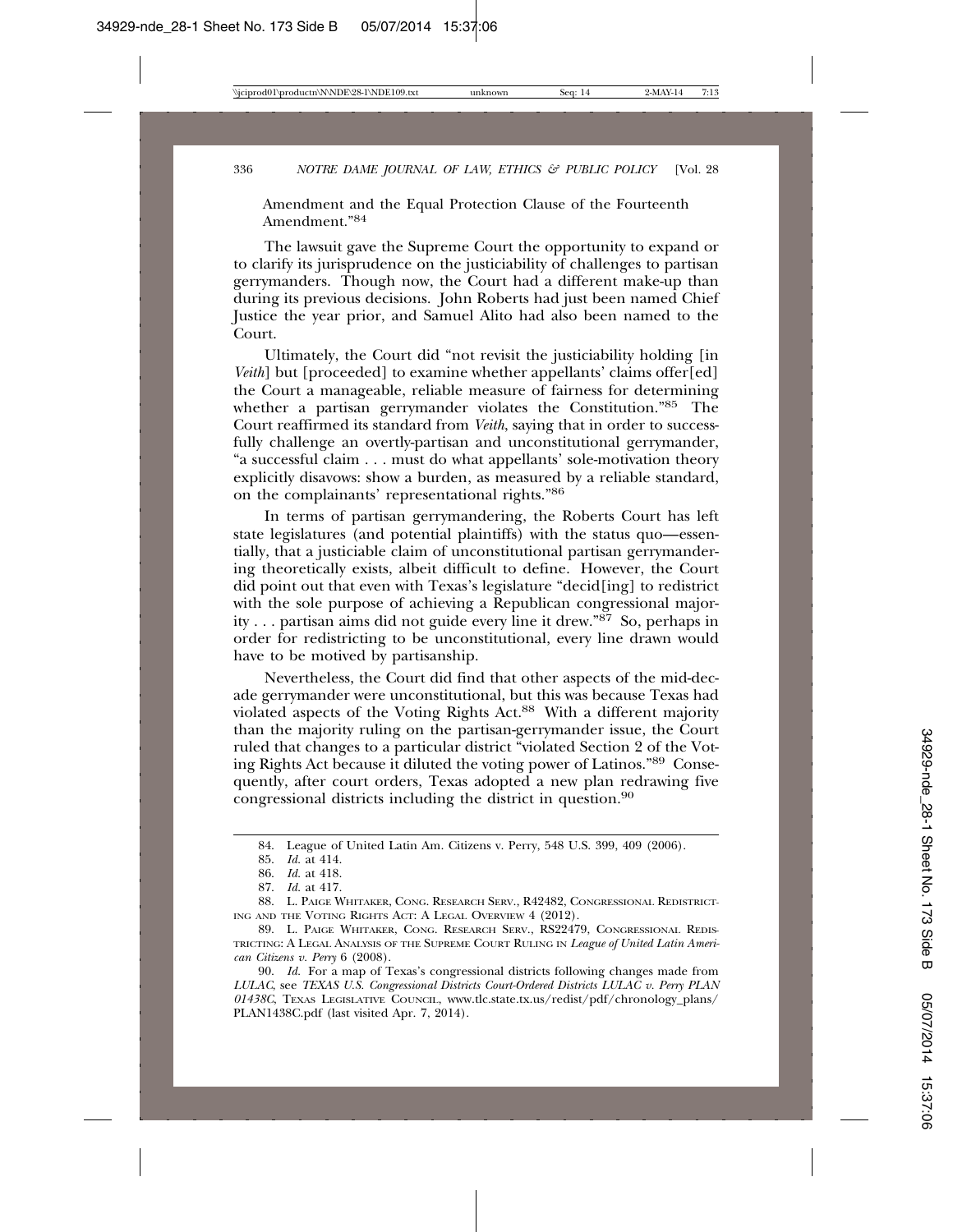Amendment and the Equal Protection Clause of the Fourteenth Amendment."[84]

The lawsuit gave the Supreme Court the opportunity to expand or to clarify its jurisprudence on the justiciability of challenges to partisan gerrymanders. Though now, the Court had a different make-up than during its previous decisions. John Roberts had just been named Chief Justice the year prior, and Samuel Alito had also been named to the Court.

Ultimately, the Court did "not revisit the justiciability holding [in *Veith*] but [proceeded] to examine whether appellants' claims offer[ed] the Court a manageable, reliable measure of fairness for determining whether a partisan gerrymander violates the Constitution."[85] The Court reaffirmed its standard from *Veith*, saying that in order to successfully challenge an overtly-partisan and unconstitutional gerrymander, "a successful claim . . . must do what appellants' sole-motivation theory explicitly disavows: show a burden, as measured by a reliable standard, on the complainants' representational rights."[86]

In terms of partisan gerrymandering, the Roberts Court has left state legislatures (and potential plaintiffs) with the status quo—essentially, that a justiciable claim of unconstitutional partisan gerrymandering theoretically exists, albeit difficult to define. However, the Court did point out that even with Texas's legislature "decid[ing] to redistrict with the sole purpose of achieving a Republican congressional majority . . . partisan aims did not guide every line it drew."[87] So, perhaps in order for redistricting to be unconstitutional, every line drawn would have to be motived by partisanship.

Nevertheless, the Court did find that other aspects of the mid-decade gerrymander were unconstitutional, but this was because Texas had violated aspects of the Voting Rights Act.[88] With a different majority than the majority ruling on the partisan-gerrymander issue, the Court ruled that changes to a particular district "violated Section 2 of the Voting Rights Act because it diluted the voting power of Latinos."[89] Consequently, after court orders, Texas adopted a new plan redrawing five congressional districts including the district in question.[90]

---

84. League of United Latin Am. Citizens v. Perry, 548 U.S. 399, 409 (2006).

85. *Id.* at 414.

86. *Id.* at 418.

87. *Id.* at 417.

88. L. Paige Whitaker, Cong. Research Serv., R42482, Congressional Redistricting and the Voting Rights Act: A Legal Overview 4 (2012).

89. L. Paige Whitaker, Cong. Research Serv., RS22479, Congressional Redistricting: A Legal Analysis of the Supreme Court Ruling in *League of United Latin American Citizens v. Perry* 6 (2008).

90. *Id.* For a map of Texas's congressional districts following changes made from *LULAC*, see *TEXAS U.S. Congressional Districts Court-Ordered Districts LULAC v. Perry PLAN 01438C*, Texas Legislative Council, www.tlc.state.tx.us/redist/pdf/chronology_plans/PLAN1438C.pdf (last visited Apr. 7, 2014).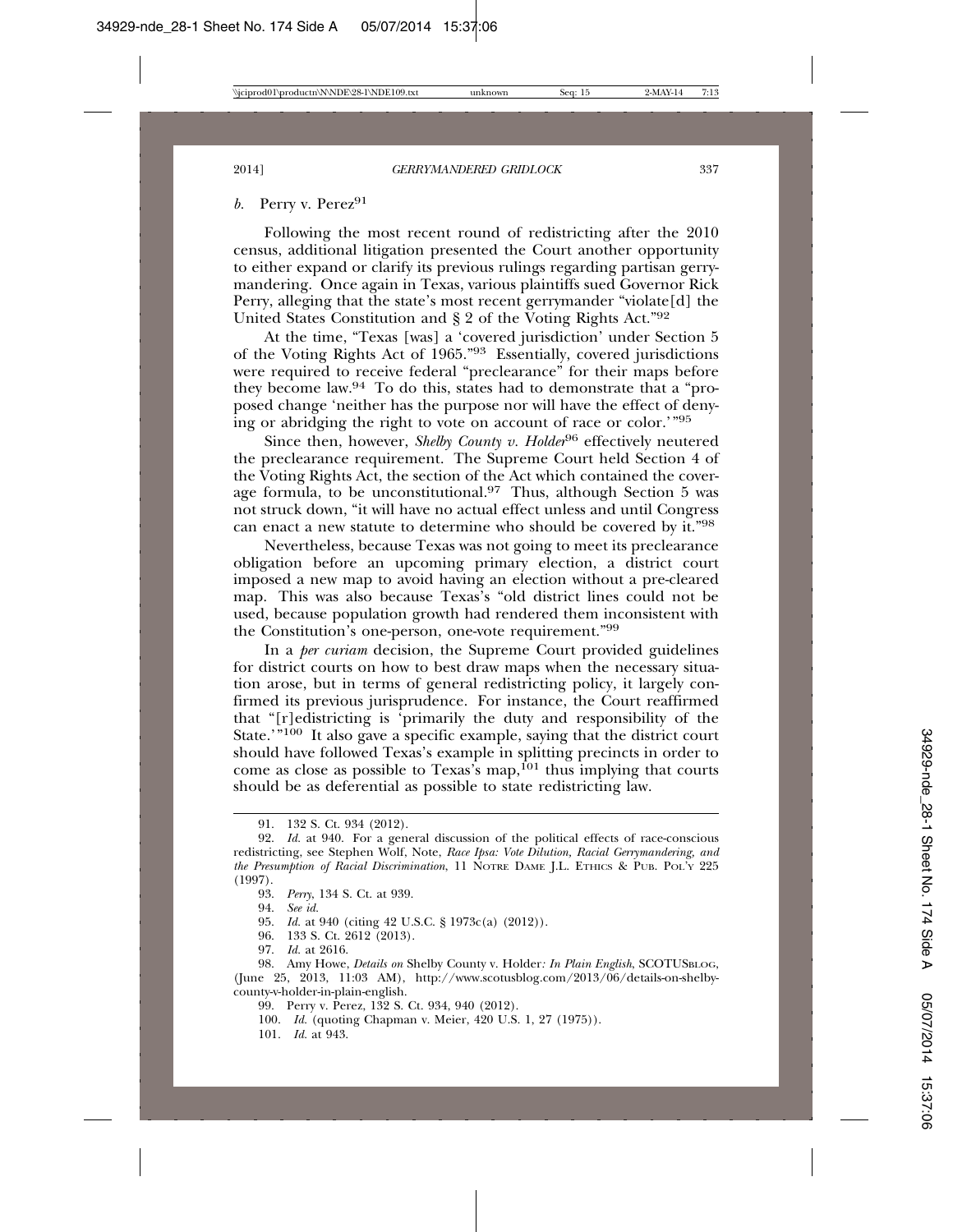*b.* Perry v. Perez[91]

Following the most recent round of redistricting after the 2010 census, additional litigation presented the Court another opportunity to either expand or clarify its previous rulings regarding partisan gerrymandering. Once again in Texas, various plaintiffs sued Governor Rick Perry, alleging that the state's most recent gerrymander "violate[d] the United States Constitution and § 2 of the Voting Rights Act."[92]

At the time, "Texas [was] a 'covered jurisdiction' under Section 5 of the Voting Rights Act of 1965."[93] Essentially, covered jurisdictions were required to receive federal "preclearance" for their maps before they become law.[94] To do this, states had to demonstrate that a "proposed change 'neither has the purpose nor will have the effect of denying or abridging the right to vote on account of race or color.'"[95]

Since then, however, *Shelby County v. Holder*[96] effectively neutered the preclearance requirement. The Supreme Court held Section 4 of the Voting Rights Act, the section of the Act which contained the coverage formula, to be unconstitutional.[97] Thus, although Section 5 was not struck down, "it will have no actual effect unless and until Congress can enact a new statute to determine who should be covered by it."[98]

Nevertheless, because Texas was not going to meet its preclearance obligation before an upcoming primary election, a district court imposed a new map to avoid having an election without a pre-cleared map. This was also because Texas's "old district lines could not be used, because population growth had rendered them inconsistent with the Constitution's one-person, one-vote requirement."[99]

In a *per curiam* decision, the Supreme Court provided guidelines for district courts on how to best draw maps when the necessary situation arose, but in terms of general redistricting policy, it largely confirmed its previous jurisprudence. For instance, the Court reaffirmed that "[r]edistricting is 'primarily the duty and responsibility of the State.'"[100] It also gave a specific example, saying that the district court should have followed Texas's example in splitting precincts in order to come as close as possible to Texas's map,[101] thus implying that courts should be as deferential as possible to state redistricting law.

---

91. 132 S. Ct. 934 (2012).

92. *Id.* at 940. For a general discussion of the political effects of race-conscious redistricting, see Stephen Wolf, Note, *Race Ipsa: Vote Dilution, Racial Gerrymandering, and the Presumption of Racial Discrimination*, 11 NOTRE DAME J.L. ETHICS & PUB. POL'Y 225 (1997).

93. *Perry*, 134 S. Ct. at 939.

94. *See id.*

95. *Id.* at 940 (citing 42 U.S.C. § 1973c(a) (2012)).

96. 133 S. Ct. 2612 (2013).

97. *Id.* at 2616.

98. Amy Howe, *Details on* Shelby County v. Holder*: In Plain English*, SCOTUSBLOG, (June 25, 2013, 11:03 AM), http://www.scotusblog.com/2013/06/details-on-shelby-county-v-holder-in-plain-english.

99. Perry v. Perez, 132 S. Ct. 934, 940 (2012).

100. *Id.* (quoting Chapman v. Meier, 420 U.S. 1, 27 (1975)).

101. *Id.* at 943.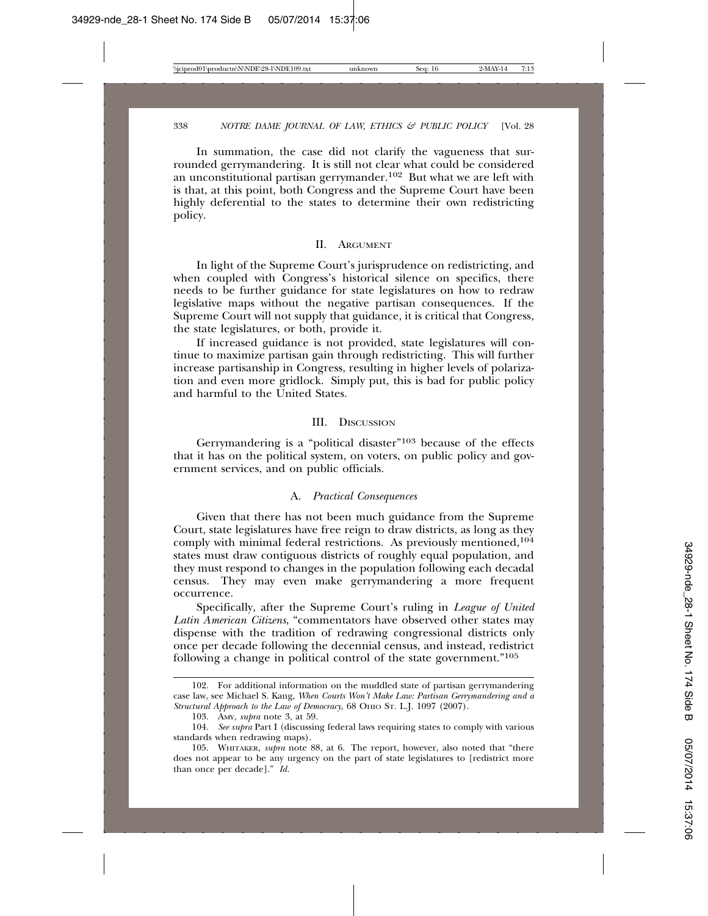In summation, the case did not clarify the vagueness that surrounded gerrymandering. It is still not clear what could be considered an unconstitutional partisan gerrymander.[102] But what we are left with is that, at this point, both Congress and the Supreme Court have been highly deferential to the states to determine their own redistricting policy.

## II. Argument

In light of the Supreme Court's jurisprudence on redistricting, and when coupled with Congress's historical silence on specifics, there needs to be further guidance for state legislatures on how to redraw legislative maps without the negative partisan consequences. If the Supreme Court will not supply that guidance, it is critical that Congress, the state legislatures, or both, provide it.

If increased guidance is not provided, state legislatures will continue to maximize partisan gain through redistricting. This will further increase partisanship in Congress, resulting in higher levels of polarization and even more gridlock. Simply put, this is bad for public policy and harmful to the United States.

## III. Discussion

Gerrymandering is a "political disaster"[103] because of the effects that it has on the political system, on voters, on public policy and government services, and on public officials.

### A. *Practical Consequences*

Given that there has not been much guidance from the Supreme Court, state legislatures have free reign to draw districts, as long as they comply with minimal federal restrictions. As previously mentioned,[104] states must draw contiguous districts of roughly equal population, and they must respond to changes in the population following each decadal census. They may even make gerrymandering a more frequent occurrence.

Specifically, after the Supreme Court's ruling in *League of United Latin American Citizens*, "commentators have observed other states may dispense with the tradition of redrawing congressional districts only once per decade following the decennial census, and instead, redistrict following a change in political control of the state government."[105]

---

102. For additional information on the muddled state of partisan gerrymandering case law, see Michael S. Kang, *When Courts Won't Make Law: Partisan Gerrymandering and a Structural Approach to the Law of Democracy*, 68 Ohio St. L.J. 1097 (2007).

103. Amy, *supra* note 3, at 59.

104. *See supra* Part I (discussing federal laws requiring states to comply with various standards when redrawing maps).

105. Whitaker, *supra* note 88, at 6. The report, however, also noted that "there does not appear to be any urgency on the part of state legislatures to [redistrict more than once per decade]." *Id.*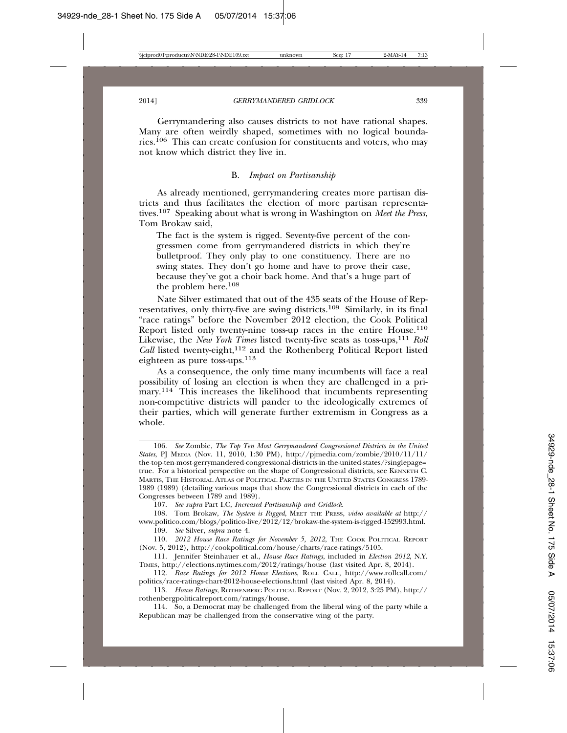Gerrymandering also causes districts to not have rational shapes. Many are often weirdly shaped, sometimes with no logical boundaries.[106] This can create confusion for constituents and voters, who may not know which district they live in.

### B. *Impact on Partisanship*

As already mentioned, gerrymandering creates more partisan districts and thus facilitates the election of more partisan representatives.[107] Speaking about what is wrong in Washington on *Meet the Press*, Tom Brokaw said,

> The fact is the system is rigged. Seventy-five percent of the congressmen come from gerrymandered districts in which they're bulletproof. They only play to one constituency. There are no swing states. They don't go home and have to prove their case, because they've got a choir back home. And that's a huge part of the problem here.[108]

Nate Silver estimated that out of the 435 seats of the House of Representatives, only thirty-five are swing districts.[109] Similarly, in its final "race ratings" before the November 2012 election, the Cook Political Report listed only twenty-nine toss-up races in the entire House.[110] Likewise, the *New York Times* listed twenty-five seats as toss-ups,[111] *Roll Call* listed twenty-eight,[112] and the Rothenberg Political Report listed eighteen as pure toss-ups.[113]

As a consequence, the only time many incumbents will face a real possibility of losing an election is when they are challenged in a primary.[114] This increases the likelihood that incumbents representing non-competitive districts will pander to the ideologically extremes of their parties, which will generate further extremism in Congress as a whole.

---

106. *See* Zombie, *The Top Ten Most Gerrymandered Congressional Districts in the United States*, PJ MEDIA (Nov. 11, 2010, 1:30 PM), http://pjmedia.com/zombie/2010/11/11/the-top-ten-most-gerrymandered-congressional-districts-in-the-united-states/?singlepage=true. For a historical perspective on the shape of Congressional districts, see KENNETH C. MARTIS, THE HISTORICAL ATLAS OF POLITICAL PARTIES IN THE UNITED STATES CONGRESS 1789-1989 (1989) (detailing various maps that show the Congressional districts in each of the Congresses between 1789 and 1989).

107. *See supra* Part I.C, *Increased Partisanship and Gridlock*.

108. Tom Brokaw, *The System is Rigged*, MEET THE PRESS, *video available at* http://www.politico.com/blogs/politico-live/2012/12/brokaw-the-system-is-rigged-152993.html.

109. *See* Silver, *supra* note 4.

110. *2012 House Race Ratings for November 5, 2012*, THE COOK POLITICAL REPORT (Nov. 5, 2012), http://cookpolitical.com/house/charts/race-ratings/5105.

111. Jennifer Steinhauer et al., *House Race Ratings*, included in *Election 2012*, N.Y. TIMES, http://elections.nytimes.com/2012/ratings/house (last visited Apr. 8, 2014).

112. *Race Ratings for 2012 House Elections*, ROLL CALL, http://www.rollcall.com/politics/race-ratings-chart-2012-house-elections.html (last visited Apr. 8, 2014).

113. *House Ratings*, ROTHENBERG POLITICAL REPORT (Nov. 2, 2012, 3:25 PM), http://rothenbergpoliticalreport.com/ratings/house.

114. So, a Democrat may be challenged from the liberal wing of the party while a Republican may be challenged from the conservative wing of the party.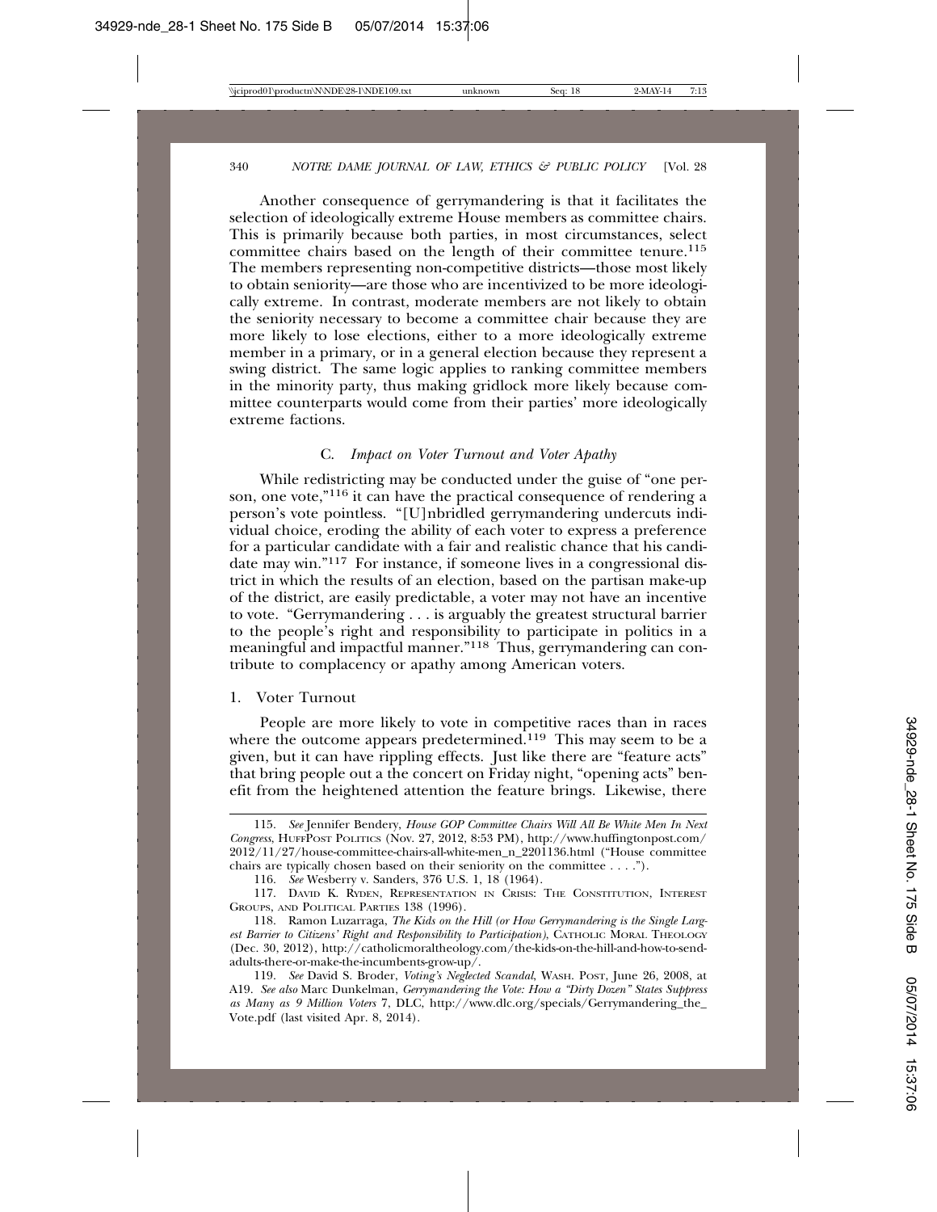Another consequence of gerrymandering is that it facilitates the selection of ideologically extreme House members as committee chairs. This is primarily because both parties, in most circumstances, select committee chairs based on the length of their committee tenure.[115] The members representing non-competitive districts—those most likely to obtain seniority—are those who are incentivized to be more ideologically extreme. In contrast, moderate members are not likely to obtain the seniority necessary to become a committee chair because they are more likely to lose elections, either to a more ideologically extreme member in a primary, or in a general election because they represent a swing district. The same logic applies to ranking committee members in the minority party, thus making gridlock more likely because committee counterparts would come from their parties' more ideologically extreme factions.

### C. *Impact on Voter Turnout and Voter Apathy*

While redistricting may be conducted under the guise of "one person, one vote,"[116] it can have the practical consequence of rendering a person's vote pointless. "[U]nbridled gerrymandering undercuts individual choice, eroding the ability of each voter to express a preference for a particular candidate with a fair and realistic chance that his candidate may win."[117] For instance, if someone lives in a congressional district in which the results of an election, based on the partisan make-up of the district, are easily predictable, a voter may not have an incentive to vote. "Gerrymandering . . . is arguably the greatest structural barrier to the people's right and responsibility to participate in politics in a meaningful and impactful manner."[118] Thus, gerrymandering can contribute to complacency or apathy among American voters.

#### 1. Voter Turnout

People are more likely to vote in competitive races than in races where the outcome appears predetermined.[119] This may seem to be a given, but it can have rippling effects. Just like there are "feature acts" that bring people out a the concert on Friday night, "opening acts" benefit from the heightened attention the feature brings. Likewise, there

---

115. *See* Jennifer Bendery, *House GOP Committee Chairs Will All Be White Men In Next Congress*, HUFFPOST POLITICS (Nov. 27, 2012, 8:53 PM), http://www.huffingtonpost.com/2012/11/27/house-committee-chairs-all-white-men_n_2201136.html ("House committee chairs are typically chosen based on their seniority on the committee . . . .").

116. *See* Wesberry v. Sanders, 376 U.S. 1, 18 (1964).

117. DAVID K. RYDEN, REPRESENTATION IN CRISIS: THE CONSTITUTION, INTEREST GROUPS, AND POLITICAL PARTIES 138 (1996).

118. Ramon Luzarraga, *The Kids on the Hill (or How Gerrymandering is the Single Largest Barrier to Citizens' Right and Responsibility to Participation)*, CATHOLIC MORAL THEOLOGY (Dec. 30, 2012), http://catholicmoraltheology.com/the-kids-on-the-hill-and-how-to-send-adults-there-or-make-the-incumbents-grow-up/.

119. *See* David S. Broder, *Voting's Neglected Scandal*, WASH. POST, June 26, 2008, at A19. *See also* Marc Dunkelman, *Gerrymandering the Vote: How a "Dirty Dozen" States Suppress as Many as 9 Million Voters* 7, DLC, http://www.dlc.org/specials/Gerrymandering_the_Vote.pdf (last visited Apr. 8, 2014).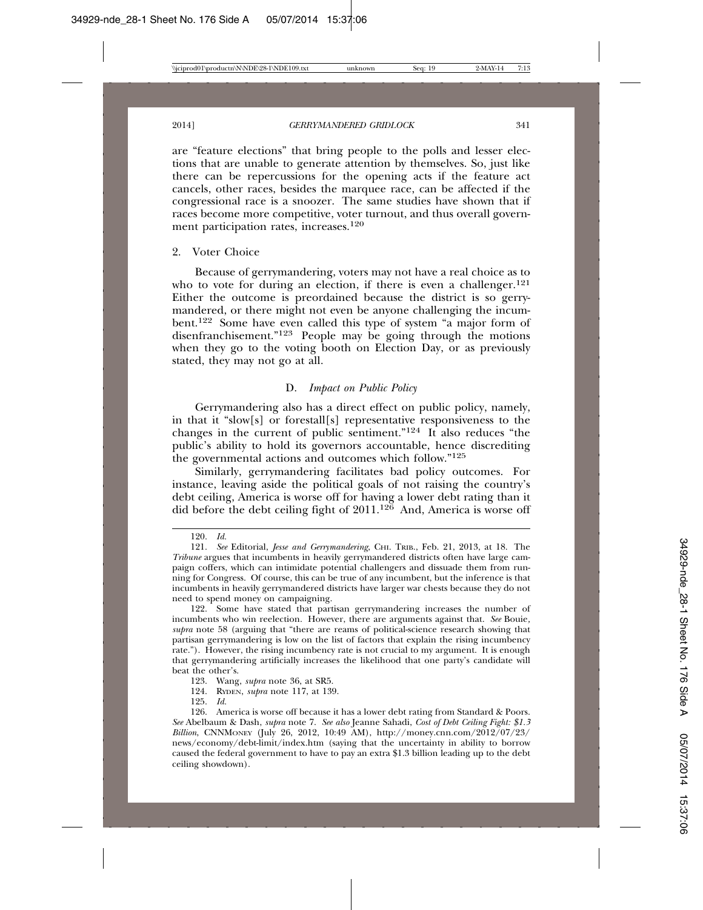are "feature elections" that bring people to the polls and lesser elections that are unable to generate attention by themselves. So, just like there can be repercussions for the opening acts if the feature act cancels, other races, besides the marquee race, can be affected if the congressional race is a snoozer. The same studies have shown that if races become more competitive, voter turnout, and thus overall government participation rates, increases.[120]

2. Voter Choice

Because of gerrymandering, voters may not have a real choice as to who to vote for during an election, if there is even a challenger.[121] Either the outcome is preordained because the district is so gerrymandered, or there might not even be anyone challenging the incumbent.[122] Some have even called this type of system "a major form of disenfranchisement."[123] People may be going through the motions when they go to the voting booth on Election Day, or as previously stated, they may not go at all.

### D. *Impact on Public Policy*

Gerrymandering also has a direct effect on public policy, namely, in that it "slow[s] or forestall[s] representative responsiveness to the changes in the current of public sentiment."[124] It also reduces "the public's ability to hold its governors accountable, hence discrediting the governmental actions and outcomes which follow."[125]

Similarly, gerrymandering facilitates bad policy outcomes. For instance, leaving aside the political goals of not raising the country's debt ceiling, America is worse off for having a lower debt rating than it did before the debt ceiling fight of 2011.[126] And, America is worse off

---

120. *Id.*

121. *See* Editorial, *Jesse and Gerrymandering*, CHI. TRIB., Feb. 21, 2013, at 18. The *Tribune* argues that incumbents in heavily gerrymandered districts often have large campaign coffers, which can intimidate potential challengers and dissuade them from running for Congress. Of course, this can be true of any incumbent, but the inference is that incumbents in heavily gerrymandered districts have larger war chests because they do not need to spend money on campaigning.

122. Some have stated that partisan gerrymandering increases the number of incumbents who win reelection. However, there are arguments against that. *See* Bouie, *supra* note 58 (arguing that "there are reams of political-science research showing that partisan gerrymandering is low on the list of factors that explain the rising incumbency rate."). However, the rising incumbency rate is not crucial to my argument. It is enough that gerrymandering artificially increases the likelihood that one party's candidate will beat the other's.

123. Wang, *supra* note 36, at SR5.

124. RYDEN, *supra* note 117, at 139.

125. *Id.*

126. America is worse off because it has a lower debt rating from Standard & Poors. *See* Abelbaum & Dash, *supra* note 7. *See also* Jeanne Sahadi, *Cost of Debt Ceiling Fight: $1.3 Billion*, CNNMONEY (July 26, 2012, 10:49 AM), http://money.cnn.com/2012/07/23/news/economy/debt-limit/index.htm (saying that the uncertainty in ability to borrow caused the federal government to have to pay an extra $1.3 billion leading up to the debt ceiling showdown).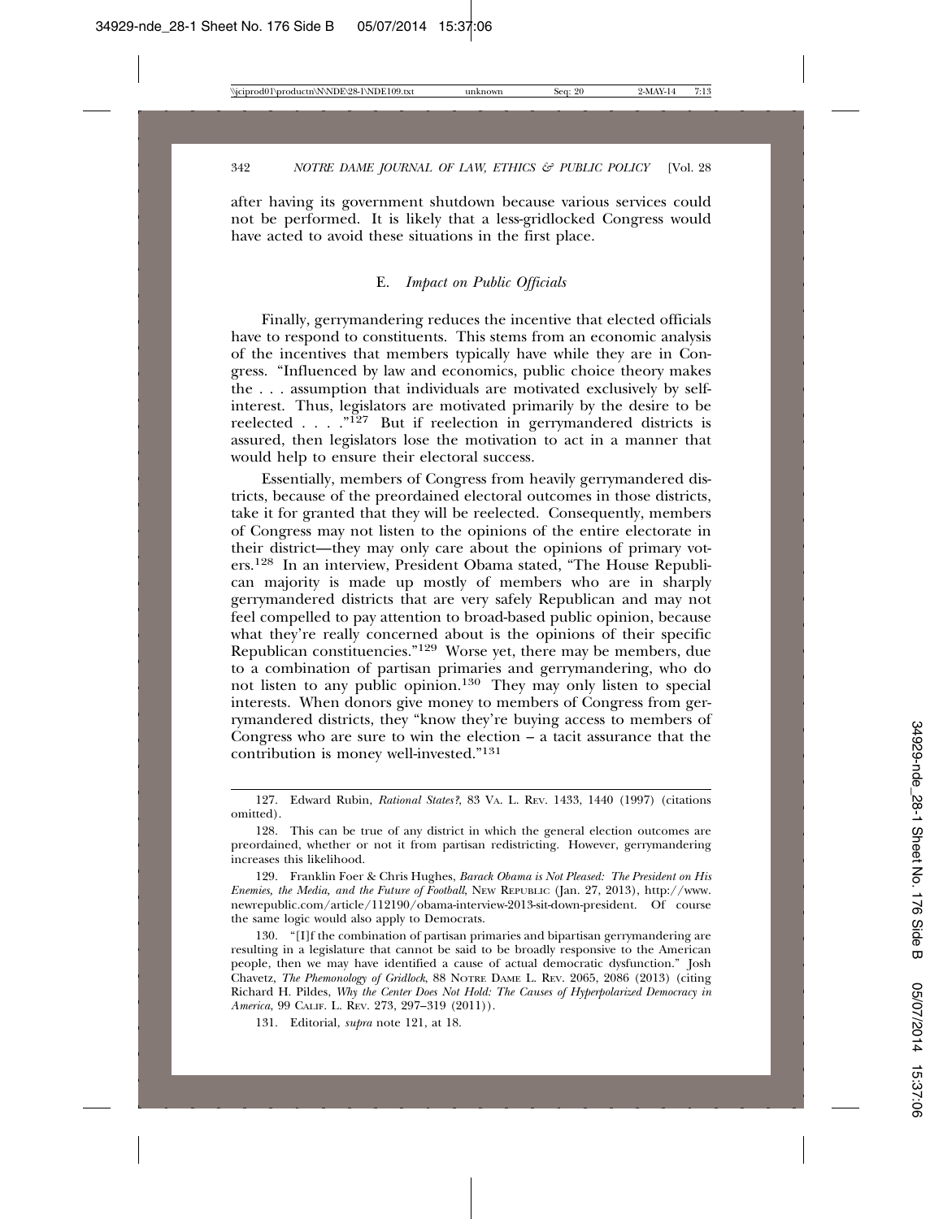after having its government shutdown because various services could not be performed. It is likely that a less-gridlocked Congress would have acted to avoid these situations in the first place.

### E. *Impact on Public Officials*

Finally, gerrymandering reduces the incentive that elected officials have to respond to constituents. This stems from an economic analysis of the incentives that members typically have while they are in Congress. "Influenced by law and economics, public choice theory makes the . . . assumption that individuals are motivated exclusively by self-interest. Thus, legislators are motivated primarily by the desire to be reelected . . . ."[127] But if reelection in gerrymandered districts is assured, then legislators lose the motivation to act in a manner that would help to ensure their electoral success.

Essentially, members of Congress from heavily gerrymandered districts, because of the preordained electoral outcomes in those districts, take it for granted that they will be reelected. Consequently, members of Congress may not listen to the opinions of the entire electorate in their district—they may only care about the opinions of primary voters.[128] In an interview, President Obama stated, "The House Republican majority is made up mostly of members who are in sharply gerrymandered districts that are very safely Republican and may not feel compelled to pay attention to broad-based public opinion, because what they're really concerned about is the opinions of their specific Republican constituencies."[129] Worse yet, there may be members, due to a combination of partisan primaries and gerrymandering, who do not listen to any public opinion.[130] They may only listen to special interests. When donors give money to members of Congress from gerrymandered districts, they "know they're buying access to members of Congress who are sure to win the election – a tacit assurance that the contribution is money well-invested."[131]

---

127. Edward Rubin, *Rational States?*, 83 VA. L. REV. 1433, 1440 (1997) (citations omitted).

128. This can be true of any district in which the general election outcomes are preordained, whether or not it from partisan redistricting. However, gerrymandering increases this likelihood.

129. Franklin Foer & Chris Hughes, *Barack Obama is Not Pleased: The President on His Enemies, the Media, and the Future of Football*, NEW REPUBLIC (Jan. 27, 2013), http://www.newrepublic.com/article/112190/obama-interview-2013-sit-down-president. Of course the same logic would also apply to Democrats.

130. "[I]f the combination of partisan primaries and bipartisan gerrymandering are resulting in a legislature that cannot be said to be broadly responsive to the American people, then we may have identified a cause of actual democratic dysfunction." Josh Chavetz, *The Phemonology of Gridlock*, 88 NOTRE DAME L. REV. 2065, 2086 (2013) (citing Richard H. Pildes, *Why the Center Does Not Hold: The Causes of Hyperpolarized Democracy in America*, 99 CALIF. L. REV. 273, 297–319 (2011)).

131. Editorial, *supra* note 121, at 18.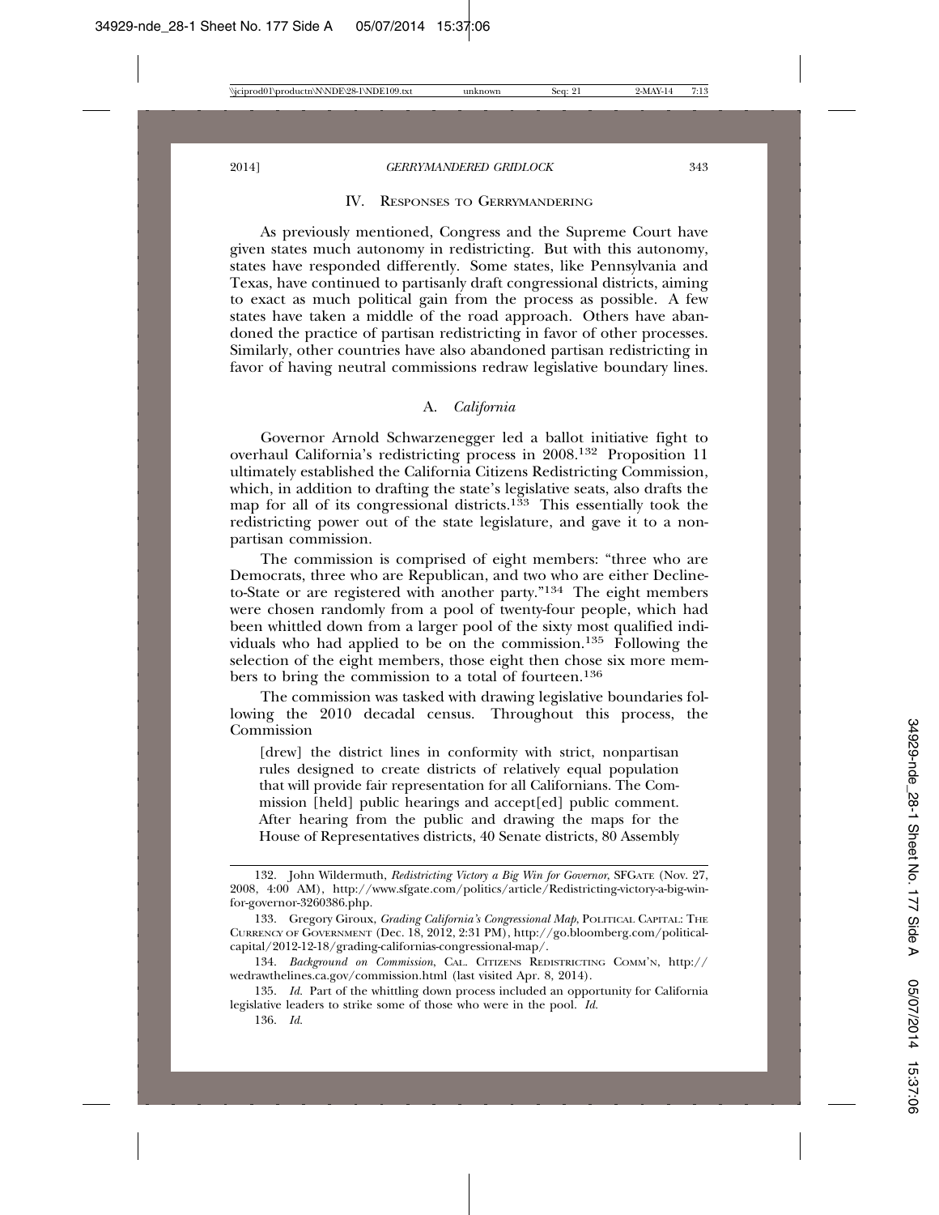## IV. Responses to Gerrymandering

As previously mentioned, Congress and the Supreme Court have given states much autonomy in redistricting. But with this autonomy, states have responded differently. Some states, like Pennsylvania and Texas, have continued to partisanly draft congressional districts, aiming to exact as much political gain from the process as possible. A few states have taken a middle of the road approach. Others have abandoned the practice of partisan redistricting in favor of other processes. Similarly, other countries have also abandoned partisan redistricting in favor of having neutral commissions redraw legislative boundary lines.

### A. *California*

Governor Arnold Schwarzenegger led a ballot initiative fight to overhaul California's redistricting process in 2008.[132] Proposition 11 ultimately established the California Citizens Redistricting Commission, which, in addition to drafting the state's legislative seats, also drafts the map for all of its congressional districts.[133] This essentially took the redistricting power out of the state legislature, and gave it to a nonpartisan commission.

The commission is comprised of eight members: "three who are Democrats, three who are Republican, and two who are either Decline-to-State or are registered with another party."[134] The eight members were chosen randomly from a pool of twenty-four people, which had been whittled down from a larger pool of the sixty most qualified individuals who had applied to be on the commission.[135] Following the selection of the eight members, those eight then chose six more members to bring the commission to a total of fourteen.[136]

The commission was tasked with drawing legislative boundaries following the 2010 decadal census. Throughout this process, the Commission

> [drew] the district lines in conformity with strict, nonpartisan rules designed to create districts of relatively equal population that will provide fair representation for all Californians. The Commission [held] public hearings and accept[ed] public comment. After hearing from the public and drawing the maps for the House of Representatives districts, 40 Senate districts, 80 Assembly

---

132. John Wildermuth, *Redistricting Victory a Big Win for Governor*, SFGATE (Nov. 27, 2008, 4:00 AM), http://www.sfgate.com/politics/article/Redistricting-victory-a-big-win-for-governor-3260386.php.

133. Gregory Giroux, *Grading California's Congressional Map*, POLITICAL CAPITAL: THE CURRENCY OF GOVERNMENT (Dec. 18, 2012, 2:31 PM), http://go.bloomberg.com/political-capital/2012-12-18/grading-californias-congressional-map/.

134. *Background on Commission*, CAL. CITIZENS REDISTRICTING COMM'N, http://wedrawthelines.ca.gov/commission.html (last visited Apr. 8, 2014).

135. *Id.* Part of the whittling down process included an opportunity for California legislative leaders to strike some of those who were in the pool. *Id.*

136. *Id.*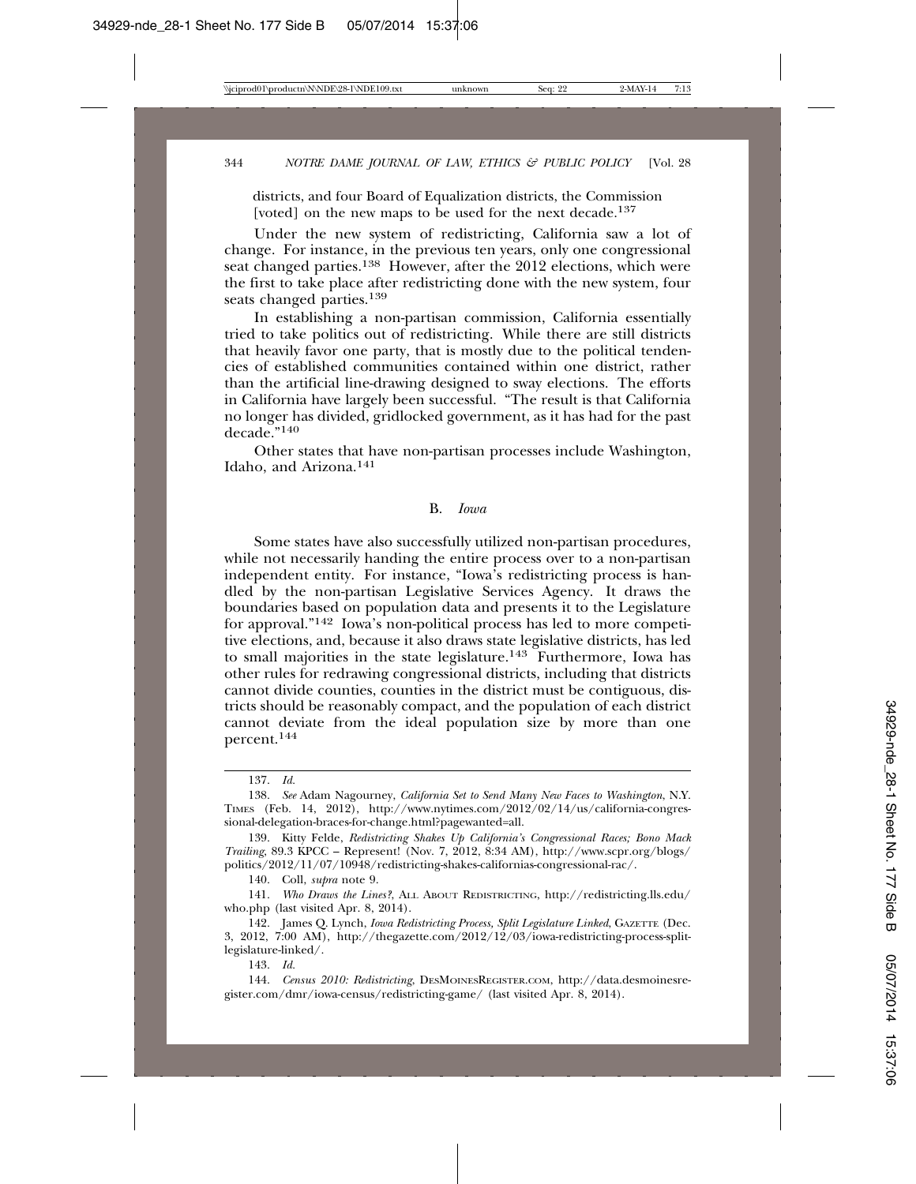districts, and four Board of Equalization districts, the Commission [voted] on the new maps to be used for the next decade.[137]

Under the new system of redistricting, California saw a lot of change. For instance, in the previous ten years, only one congressional seat changed parties.[138] However, after the 2012 elections, which were the first to take place after redistricting done with the new system, four seats changed parties.[139]

In establishing a non-partisan commission, California essentially tried to take politics out of redistricting. While there are still districts that heavily favor one party, that is mostly due to the political tendencies of established communities contained within one district, rather than the artificial line-drawing designed to sway elections. The efforts in California have largely been successful. "The result is that California no longer has divided, gridlocked government, as it has had for the past decade."[140]

Other states that have non-partisan processes include Washington, Idaho, and Arizona.[141]

### B. *Iowa*

Some states have also successfully utilized non-partisan procedures, while not necessarily handing the entire process over to a non-partisan independent entity. For instance, "Iowa's redistricting process is handled by the non-partisan Legislative Services Agency. It draws the boundaries based on population data and presents it to the Legislature for approval."[142] Iowa's non-political process has led to more competitive elections, and, because it also draws state legislative districts, has led to small majorities in the state legislature.[143] Furthermore, Iowa has other rules for redrawing congressional districts, including that districts cannot divide counties, counties in the district must be contiguous, districts should be reasonably compact, and the population of each district cannot deviate from the ideal population size by more than one percent.[144]

---

137. *Id.*

138. *See* Adam Nagourney, *California Set to Send Many New Faces to Washington*, N.Y. TIMES (Feb. 14, 2012), http://www.nytimes.com/2012/02/14/us/california-congressional-delegation-braces-for-change.html?pagewanted=all.

139. Kitty Felde, *Redistricting Shakes Up California's Congressional Races; Bono Mack Trailing*, 89.3 KPCC – Represent! (Nov. 7, 2012, 8:34 AM), http://www.scpr.org/blogs/politics/2012/11/07/10948/redistricting-shakes-californias-congressional-rac/.

140. Coll, *supra* note 9.

141. *Who Draws the Lines?*, ALL ABOUT REDISTRICTING, http://redistricting.lls.edu/who.php (last visited Apr. 8, 2014).

142. James Q. Lynch, *Iowa Redistricting Process, Split Legislature Linked*, GAZETTE (Dec. 3, 2012, 7:00 AM), http://thegazette.com/2012/12/03/iowa-redistricting-process-split-legislature-linked/.

143. *Id.*

144. *Census 2010: Redistricting*, DESMOINESREGISTER.COM, http://data.desmoinesregister.com/dmr/iowa-census/redistricting-game/ (last visited Apr. 8, 2014).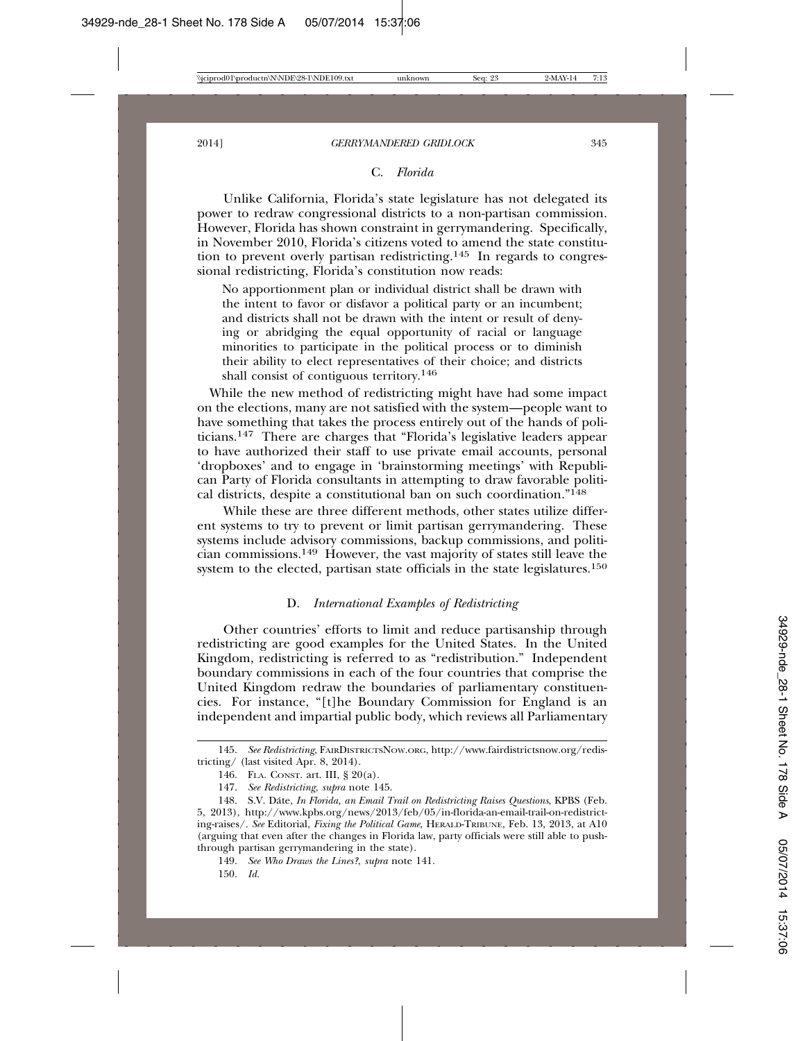### C. *Florida*

Unlike California, Florida's state legislature has not delegated its power to redraw congressional districts to a non-partisan commission. However, Florida has shown constraint in gerrymandering. Specifically, in November 2010, Florida's citizens voted to amend the state constitution to prevent overly partisan redistricting.[145] In regards to congressional redistricting, Florida's constitution now reads:

> No apportionment plan or individual district shall be drawn with the intent to favor or disfavor a political party or an incumbent; and districts shall not be drawn with the intent or result of denying or abridging the equal opportunity of racial or language minorities to participate in the political process or to diminish their ability to elect representatives of their choice; and districts shall consist of contiguous territory.[146]

While the new method of redistricting might have had some impact on the elections, many are not satisfied with the system—people want to have something that takes the process entirely out of the hands of politicians.[147] There are charges that "Florida's legislative leaders appear to have authorized their staff to use private email accounts, personal 'dropboxes' and to engage in 'brainstorming meetings' with Republican Party of Florida consultants in attempting to draw favorable political districts, despite a constitutional ban on such coordination."[148]

While these are three different methods, other states utilize different systems to try to prevent or limit partisan gerrymandering. These systems include advisory commissions, backup commissions, and politician commissions.[149] However, the vast majority of states still leave the system to the elected, partisan state officials in the state legislatures.[150]

### D. *International Examples of Redistricting*

Other countries' efforts to limit and reduce partisanship through redistricting are good examples for the United States. In the United Kingdom, redistricting is referred to as "redistribution." Independent boundary commissions in each of the four countries that comprise the United Kingdom redraw the boundaries of parliamentary constituencies. For instance, "[t]he Boundary Commission for England is an independent and impartial public body, which reviews all Parliamentary

---

145. *See Redistricting*, FAIRDISTRICTSNOW.ORG, http://www.fairdistrictsnow.org/redistricting/ (last visited Apr. 8, 2014).

146. FLA. CONST. art. III, § 20(a).

147. *See Redistricting*, *supra* note 145.

148. S.V. Dáte, *In Florida, an Email Trail on Redistricting Raises Questions*, KPBS (Feb. 5, 2013), http://www.kpbs.org/news/2013/feb/05/in-florida-an-email-trail-on-redistricting-raises/. *See* Editorial, *Fixing the Political Game*, HERALD-TRIBUNE, Feb. 13, 2013, at A10 (arguing that even after the changes in Florida law, party officials were still able to push-through partisan gerrymandering in the state).

149. *See Who Draws the Lines?*, *supra* note 141.

150. *Id.*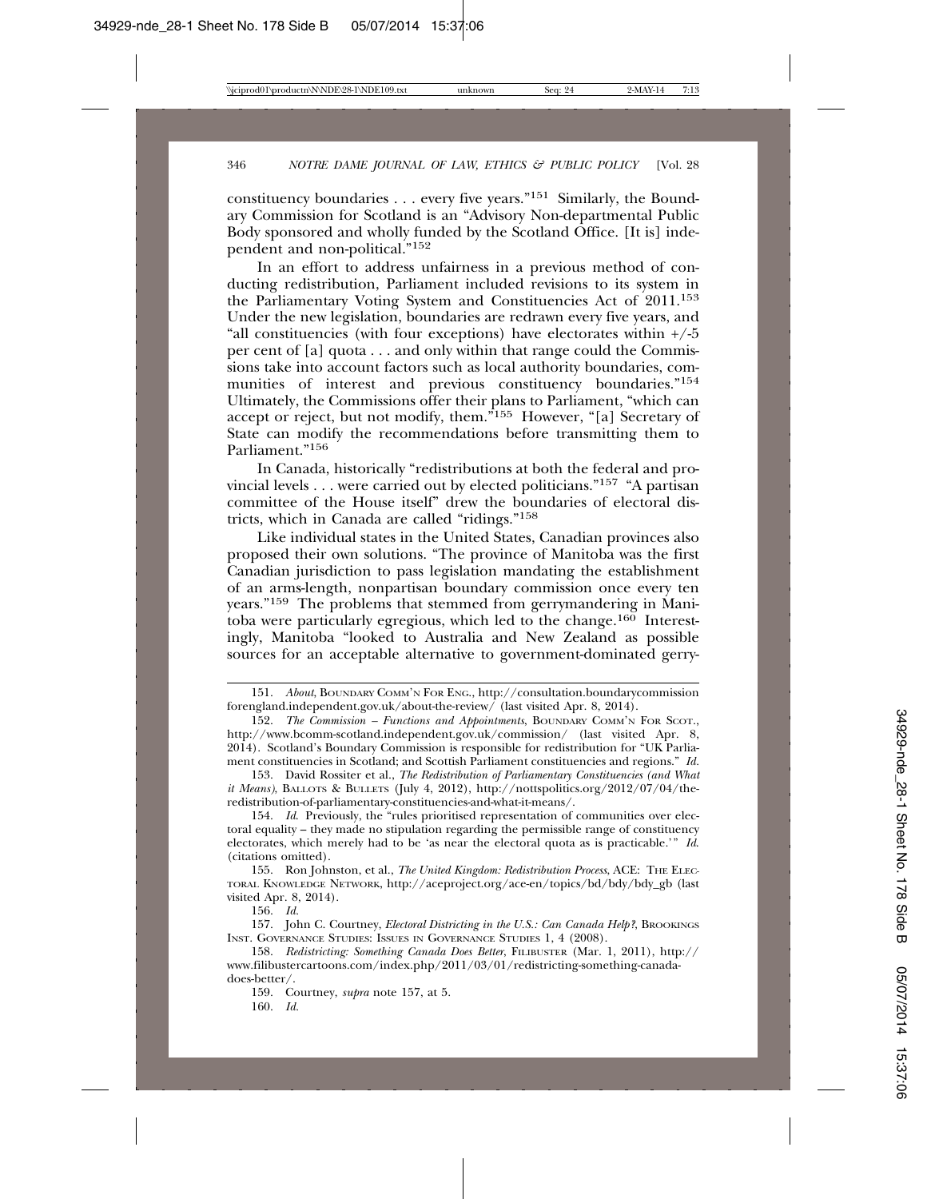constituency boundaries . . . every five years."[151] Similarly, the Boundary Commission for Scotland is an "Advisory Non-departmental Public Body sponsored and wholly funded by the Scotland Office. [It is] independent and non-political."[152]

In an effort to address unfairness in a previous method of conducting redistribution, Parliament included revisions to its system in the Parliamentary Voting System and Constituencies Act of 2011.[153] Under the new legislation, boundaries are redrawn every five years, and "all constituencies (with four exceptions) have electorates within +/-5 per cent of [a] quota . . . and only within that range could the Commissions take into account factors such as local authority boundaries, communities of interest and previous constituency boundaries."[154] Ultimately, the Commissions offer their plans to Parliament, "which can accept or reject, but not modify, them."[155] However, "[a] Secretary of State can modify the recommendations before transmitting them to Parliament."[156]

In Canada, historically "redistributions at both the federal and provincial levels . . . were carried out by elected politicians."[157] "A partisan committee of the House itself" drew the boundaries of electoral districts, which in Canada are called "ridings."[158]

Like individual states in the United States, Canadian provinces also proposed their own solutions. "The province of Manitoba was the first Canadian jurisdiction to pass legislation mandating the establishment of an arms-length, nonpartisan boundary commission once every ten years."[159] The problems that stemmed from gerrymandering in Manitoba were particularly egregious, which led to the change.[160] Interestingly, Manitoba "looked to Australia and New Zealand as possible sources for an acceptable alternative to government-dominated gerry-

---

151. *About*, BOUNDARY COMM'N FOR ENG., http://consultation.boundarycommissionforengland.independent.gov.uk/about-the-review/ (last visited Apr. 8, 2014).

152. *The Commission – Functions and Appointments*, BOUNDARY COMM'N FOR SCOT., http://www.bcomm-scotland.independent.gov.uk/commission/ (last visited Apr. 8, 2014). Scotland's Boundary Commission is responsible for redistribution for "UK Parliament constituencies in Scotland; and Scottish Parliament constituencies and regions." *Id.*

153. David Rossiter et al., *The Redistribution of Parliamentary Constituencies (and What it Means)*, BALLOTS & BULLETS (July 4, 2012), http://nottspolitics.org/2012/07/04/the-redistribution-of-parliamentary-constituencies-and-what-it-means/.

154. *Id.* Previously, the "rules prioritised representation of communities over electoral equality – they made no stipulation regarding the permissible range of constituency electorates, which merely had to be 'as near the electoral quota as is practicable.'" *Id.* (citations omitted).

155. Ron Johnston, et al., *The United Kingdom: Redistribution Process*, ACE: THE ELECTORAL KNOWLEDGE NETWORK, http://aceproject.org/ace-en/topics/bd/bdy/bdy_gb (last visited Apr. 8, 2014).

156. *Id.*

157. John C. Courtney, *Electoral Districting in the U.S.: Can Canada Help?*, BROOKINGS INST. GOVERNANCE STUDIES: ISSUES IN GOVERNANCE STUDIES 1, 4 (2008).

158. *Redistricting: Something Canada Does Better*, FILIBUSTER (Mar. 1, 2011), http://www.filibustercartoons.com/index.php/2011/03/01/redistricting-something-canada-does-better/.

159. Courtney, *supra* note 157, at 5.

160. *Id.*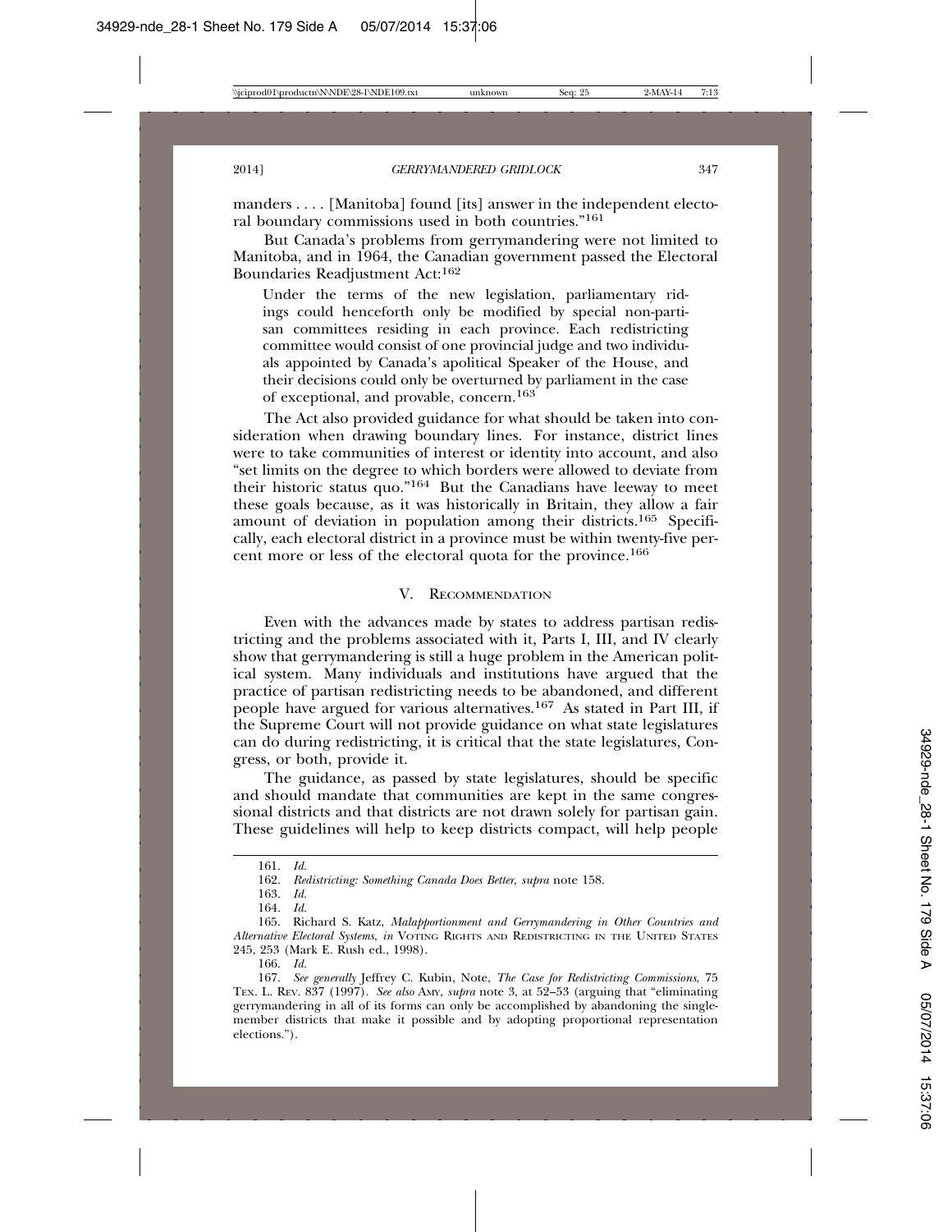manders . . . . [Manitoba] found [its] answer in the independent electoral boundary commissions used in both countries."[161]

But Canada's problems from gerrymandering were not limited to Manitoba, and in 1964, the Canadian government passed the Electoral Boundaries Readjustment Act:[162]

> Under the terms of the new legislation, parliamentary ridings could henceforth only be modified by special non-partisan committees residing in each province. Each redistricting committee would consist of one provincial judge and two individuals appointed by Canada's apolitical Speaker of the House, and their decisions could only be overturned by parliament in the case of exceptional, and provable, concern.[163]

The Act also provided guidance for what should be taken into consideration when drawing boundary lines. For instance, district lines were to take communities of interest or identity into account, and also "set limits on the degree to which borders were allowed to deviate from their historic status quo."[164] But the Canadians have leeway to meet these goals because, as it was historically in Britain, they allow a fair amount of deviation in population among their districts.[165] Specifically, each electoral district in a province must be within twenty-five percent more or less of the electoral quota for the province.[166]

## V. Recommendation

Even with the advances made by states to address partisan redistricting and the problems associated with it, Parts I, III, and IV clearly show that gerrymandering is still a huge problem in the American political system. Many individuals and institutions have argued that the practice of partisan redistricting needs to be abandoned, and different people have argued for various alternatives.[167] As stated in Part III, if the Supreme Court will not provide guidance on what state legislatures can do during redistricting, it is critical that the state legislatures, Congress, or both, provide it.

The guidance, as passed by state legislatures, should be specific and should mandate that communities are kept in the same congressional districts and that districts are not drawn solely for partisan gain. These guidelines will help to keep districts compact, will help people

---

161. *Id.*

162. *Redistricting: Something Canada Does Better*, *supra* note 158.

163. *Id.*

164. *Id.*

165. Richard S. Katz, *Malapportionment and Gerrymandering in Other Countries and Alternative Electoral Systems*, *in* Voting Rights and Redistricting in the United States 245, 253 (Mark E. Rush ed., 1998).

166. *Id.*

167. *See generally* Jeffrey C. Kubin, Note, *The Case for Redistricting Commissions*, 75 Tex. L. Rev. 837 (1997). *See also* Amy, *supra* note 3, at 52–53 (arguing that "eliminating gerrymandering in all of its forms can only be accomplished by abandoning the single-member districts that make it possible and by adopting proportional representation elections.").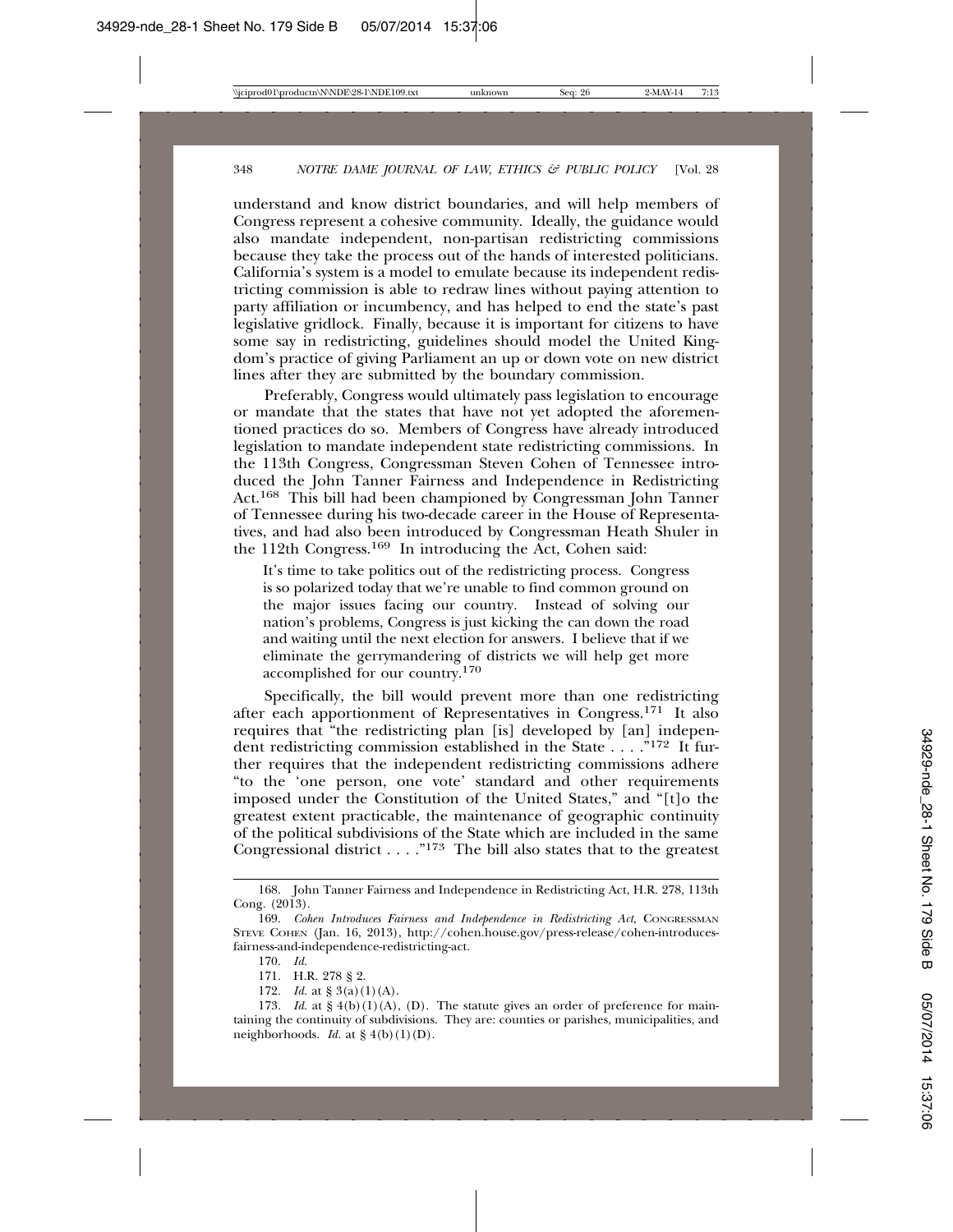understand and know district boundaries, and will help members of Congress represent a cohesive community. Ideally, the guidance would also mandate independent, non-partisan redistricting commissions because they take the process out of the hands of interested politicians. California's system is a model to emulate because its independent redistricting commission is able to redraw lines without paying attention to party affiliation or incumbency, and has helped to end the state's past legislative gridlock. Finally, because it is important for citizens to have some say in redistricting, guidelines should model the United Kingdom's practice of giving Parliament an up or down vote on new district lines after they are submitted by the boundary commission.

Preferably, Congress would ultimately pass legislation to encourage or mandate that the states that have not yet adopted the aforementioned practices do so. Members of Congress have already introduced legislation to mandate independent state redistricting commissions. In the 113th Congress, Congressman Steven Cohen of Tennessee introduced the John Tanner Fairness and Independence in Redistricting Act.[168] This bill had been championed by Congressman John Tanner of Tennessee during his two-decade career in the House of Representatives, and had also been introduced by Congressman Heath Shuler in the 112th Congress.[169] In introducing the Act, Cohen said:

> It's time to take politics out of the redistricting process. Congress is so polarized today that we're unable to find common ground on the major issues facing our country. Instead of solving our nation's problems, Congress is just kicking the can down the road and waiting until the next election for answers. I believe that if we eliminate the gerrymandering of districts we will help get more accomplished for our country.[170]

Specifically, the bill would prevent more than one redistricting after each apportionment of Representatives in Congress.[171] It also requires that "the redistricting plan [is] developed by [an] independent redistricting commission established in the State . . . ."[172] It further requires that the independent redistricting commissions adhere "to the 'one person, one vote' standard and other requirements imposed under the Constitution of the United States," and "[t]o the greatest extent practicable, the maintenance of geographic continuity of the political subdivisions of the State which are included in the same Congressional district . . . ."[173] The bill also states that to the greatest

---

168. John Tanner Fairness and Independence in Redistricting Act, H.R. 278, 113th Cong. (2013).

169. *Cohen Introduces Fairness and Independence in Redistricting Act*, CONGRESSMAN STEVE COHEN (Jan. 16, 2013), http://cohen.house.gov/press-release/cohen-introduces-fairness-and-independence-redistricting-act.

170. *Id.*

171. H.R. 278 § 2.

172. *Id.* at § 3(a)(1)(A).

173. *Id.* at § 4(b)(1)(A), (D). The statute gives an order of preference for maintaining the continuity of subdivisions. They are: counties or parishes, municipalities, and neighborhoods. *Id.* at § 4(b)(1)(D).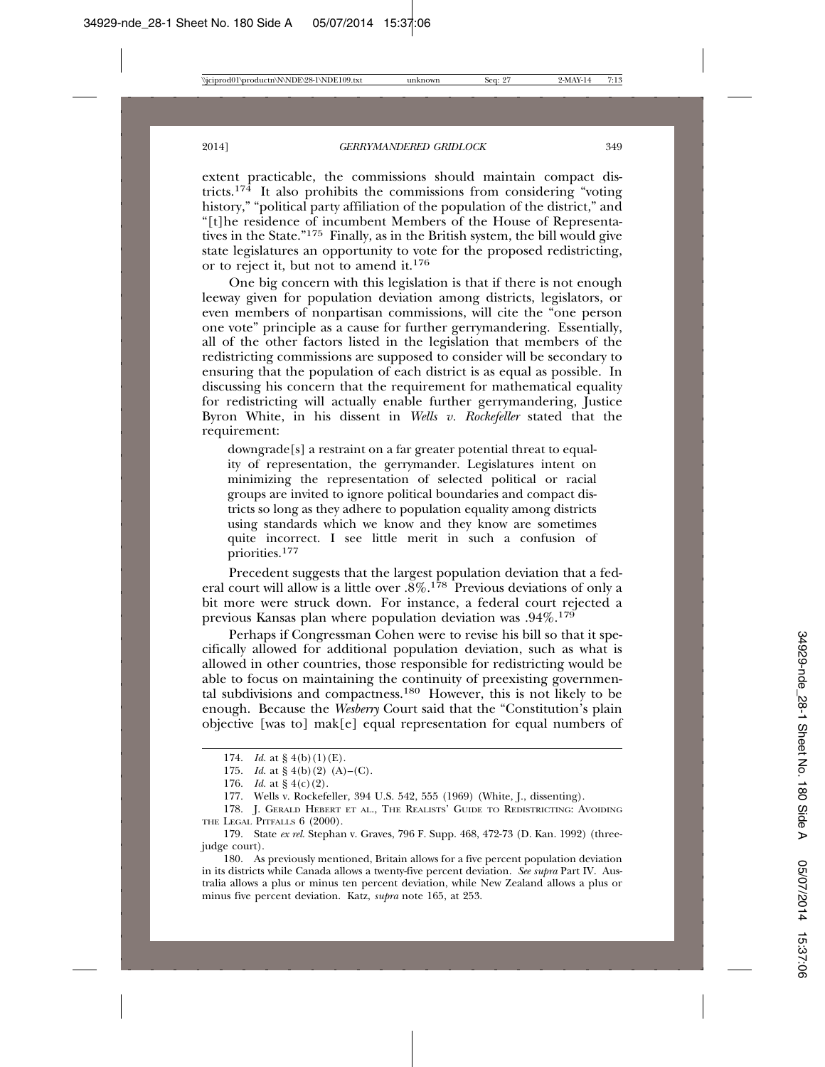extent practicable, the commissions should maintain compact districts.[174] It also prohibits the commissions from considering "voting history," "political party affiliation of the population of the district," and "[t]he residence of incumbent Members of the House of Representatives in the State."[175] Finally, as in the British system, the bill would give state legislatures an opportunity to vote for the proposed redistricting, or to reject it, but not to amend it.[176]

One big concern with this legislation is that if there is not enough leeway given for population deviation among districts, legislators, or even members of nonpartisan commissions, will cite the "one person one vote" principle as a cause for further gerrymandering. Essentially, all of the other factors listed in the legislation that members of the redistricting commissions are supposed to consider will be secondary to ensuring that the population of each district is as equal as possible. In discussing his concern that the requirement for mathematical equality for redistricting will actually enable further gerrymandering, Justice Byron White, in his dissent in *Wells v. Rockefeller* stated that the requirement:

> downgrade[s] a restraint on a far greater potential threat to equality of representation, the gerrymander. Legislatures intent on minimizing the representation of selected political or racial groups are invited to ignore political boundaries and compact districts so long as they adhere to population equality among districts using standards which we know and they know are sometimes quite incorrect. I see little merit in such a confusion of priorities.[177]

Precedent suggests that the largest population deviation that a federal court will allow is a little over .8%.[178] Previous deviations of only a bit more were struck down. For instance, a federal court rejected a previous Kansas plan where population deviation was .94%.[179]

Perhaps if Congressman Cohen were to revise his bill so that it specifically allowed for additional population deviation, such as what is allowed in other countries, those responsible for redistricting would be able to focus on maintaining the continuity of preexisting governmental subdivisions and compactness.[180] However, this is not likely to be enough. Because the *Wesberry* Court said that the "Constitution's plain objective [was to] mak[e] equal representation for equal numbers of

---

174. *Id.* at § 4(b)(1)(E).

175. *Id.* at § 4(b)(2) (A)–(C).

176. *Id.* at § 4(c)(2).

177. Wells v. Rockefeller, 394 U.S. 542, 555 (1969) (White, J., dissenting).

178. J. Gerald Hebert et al., The Realists' Guide to Redistricting: Avoiding the Legal Pitfalls 6 (2000).

179. State *ex rel.* Stephan v. Graves, 796 F. Supp. 468, 472-73 (D. Kan. 1992) (three-judge court).

180. As previously mentioned, Britain allows for a five percent population deviation in its districts while Canada allows a twenty-five percent deviation. *See supra* Part IV. Australia allows a plus or minus ten percent deviation, while New Zealand allows a plus or minus five percent deviation. Katz, *supra* note 165, at 253.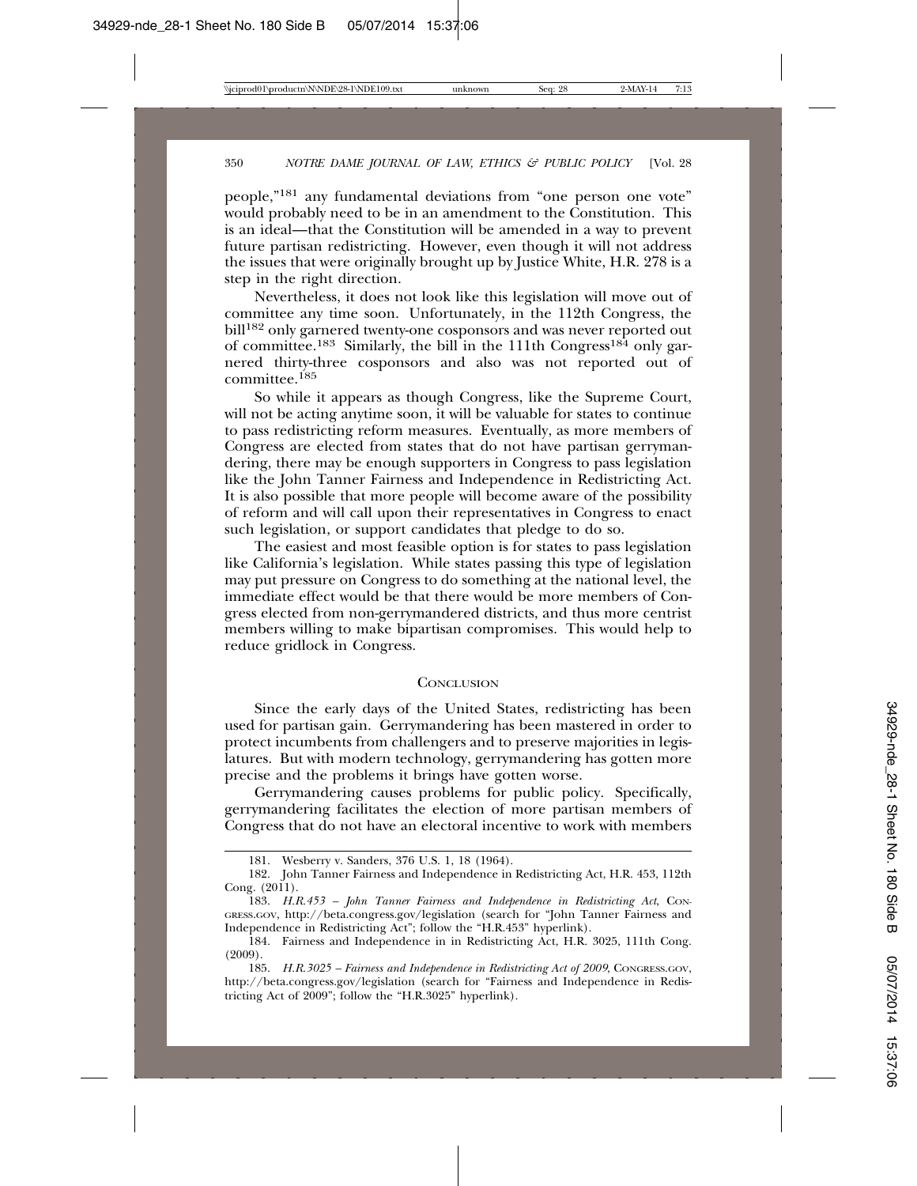people,"[181] any fundamental deviations from "one person one vote" would probably need to be in an amendment to the Constitution. This is an ideal—that the Constitution will be amended in a way to prevent future partisan redistricting. However, even though it will not address the issues that were originally brought up by Justice White, H.R. 278 is a step in the right direction.

Nevertheless, it does not look like this legislation will move out of committee any time soon. Unfortunately, in the 112th Congress, the bill[182] only garnered twenty-one cosponsors and was never reported out of committee.[183] Similarly, the bill in the 111th Congress[184] only garnered thirty-three cosponsors and also was not reported out of committee.[185]

So while it appears as though Congress, like the Supreme Court, will not be acting anytime soon, it will be valuable for states to continue to pass redistricting reform measures. Eventually, as more members of Congress are elected from states that do not have partisan gerrymandering, there may be enough supporters in Congress to pass legislation like the John Tanner Fairness and Independence in Redistricting Act. It is also possible that more people will become aware of the possibility of reform and will call upon their representatives in Congress to enact such legislation, or support candidates that pledge to do so.

The easiest and most feasible option is for states to pass legislation like California's legislation. While states passing this type of legislation may put pressure on Congress to do something at the national level, the immediate effect would be that there would be more members of Congress elected from non-gerrymandered districts, and thus more centrist members willing to make bipartisan compromises. This would help to reduce gridlock in Congress.

## CONCLUSION

Since the early days of the United States, redistricting has been used for partisan gain. Gerrymandering has been mastered in order to protect incumbents from challengers and to preserve majorities in legislatures. But with modern technology, gerrymandering has gotten more precise and the problems it brings have gotten worse.

Gerrymandering causes problems for public policy. Specifically, gerrymandering facilitates the election of more partisan members of Congress that do not have an electoral incentive to work with members

---

181. Wesberry v. Sanders, 376 U.S. 1, 18 (1964).

182. John Tanner Fairness and Independence in Redistricting Act, H.R. 453, 112th Cong. (2011).

183. *H.R.453 – John Tanner Fairness and Independence in Redistricting Act*, CONGRESS.GOV, http://beta.congress.gov/legislation (search for "John Tanner Fairness and Independence in Redistricting Act"; follow the "H.R.453" hyperlink).

184. Fairness and Independence in in Redistricting Act, H.R. 3025, 111th Cong. (2009).

185. *H.R.3025 – Fairness and Independence in Redistricting Act of 2009*, CONGRESS.GOV, http://beta.congress.gov/legislation (search for "Fairness and Independence in Redistricting Act of 2009"; follow the "H.R.3025" hyperlink).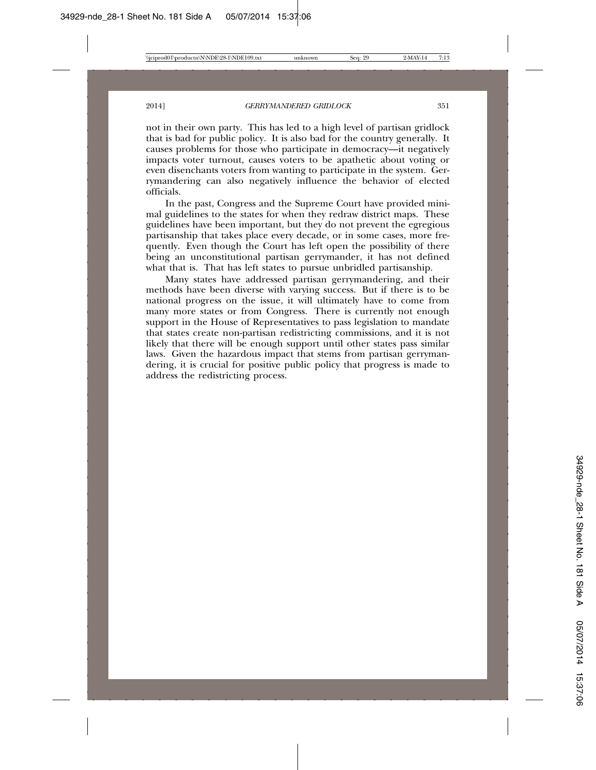not in their own party. This has led to a high level of partisan gridlock that is bad for public policy. It is also bad for the country generally. It causes problems for those who participate in democracy—it negatively impacts voter turnout, causes voters to be apathetic about voting or even disenchants voters from wanting to participate in the system. Gerrymandering can also negatively influence the behavior of elected officials.

In the past, Congress and the Supreme Court have provided minimal guidelines to the states for when they redraw district maps. These guidelines have been important, but they do not prevent the egregious partisanship that takes place every decade, or in some cases, more frequently. Even though the Court has left open the possibility of there being an unconstitutional partisan gerrymander, it has not defined what that is. That has left states to pursue unbridled partisanship.

Many states have addressed partisan gerrymandering, and their methods have been diverse with varying success. But if there is to be national progress on the issue, it will ultimately have to come from many more states or from Congress. There is currently not enough support in the House of Representatives to pass legislation to mandate that states create non-partisan redistricting commissions, and it is not likely that there will be enough support until other states pass similar laws. Given the hazardous impact that stems from partisan gerrymandering, it is crucial for positive public policy that progress is made to address the redistricting process.